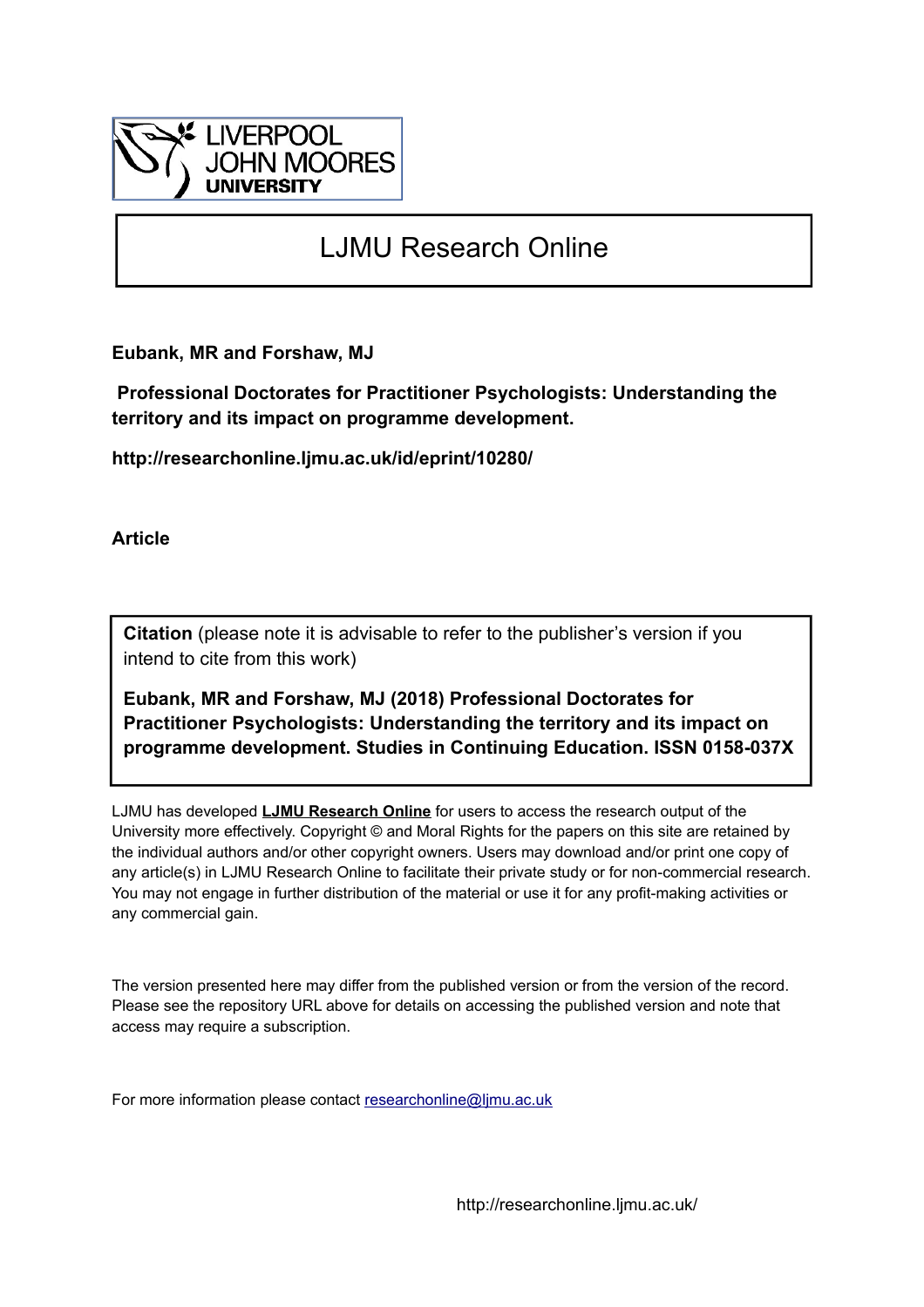LIVERPOOL JOHN MOORES UNIVERSITY

# LJMU Research Online

**Eubank, MR and Forshaw, MJ**

**Professional Doctorates for Practitioner Psychologists: Understanding the territory and its impact on programme development.**

**http://researchonline.ljmu.ac.uk/id/eprint/10280/**

**Article**

**Citation** (please note it is advisable to refer to the publisher's version if you intend to cite from this work)

**Eubank, MR and Forshaw, MJ (2018) Professional Doctorates for Practitioner Psychologists: Understanding the territory and its impact on programme development. Studies in Continuing Education. ISSN 0158-037X**

LJMU has developed **LJMU Research Online** for users to access the research output of the University more effectively. Copyright © and Moral Rights for the papers on this site are retained by the individual authors and/or other copyright owners. Users may download and/or print one copy of any article(s) in LJMU Research Online to facilitate their private study or for non-commercial research. You may not engage in further distribution of the material or use it for any profit-making activities or any commercial gain.

The version presented here may differ from the published version or from the version of the record. Please see the repository URL above for details on accessing the published version and note that access may require a subscription.

For more information please contact researchonline@ljmu.ac.uk

http://researchonline.ljmu.ac.uk/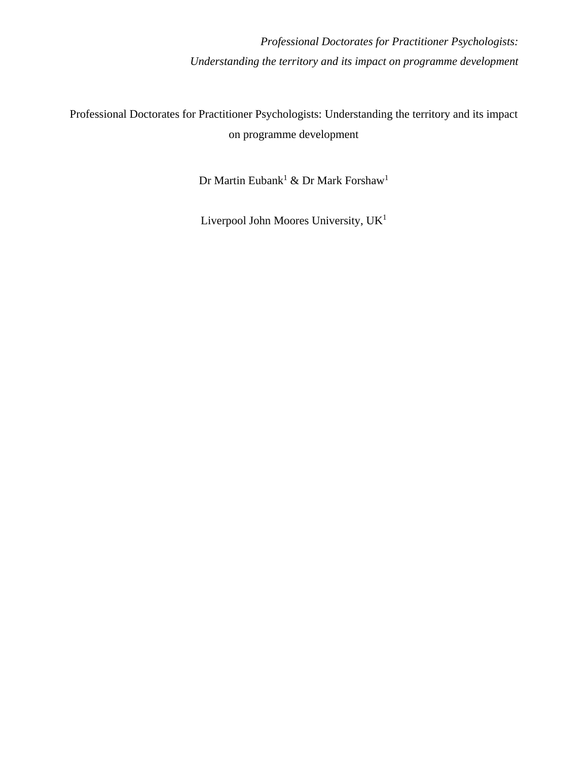# Professional Doctorates for Practitioner Psychologists: Understanding the territory and its impact on programme development

Dr Martin Eubank[1] & Dr Mark Forshaw[1]

Liverpool John Moores University, UK[1]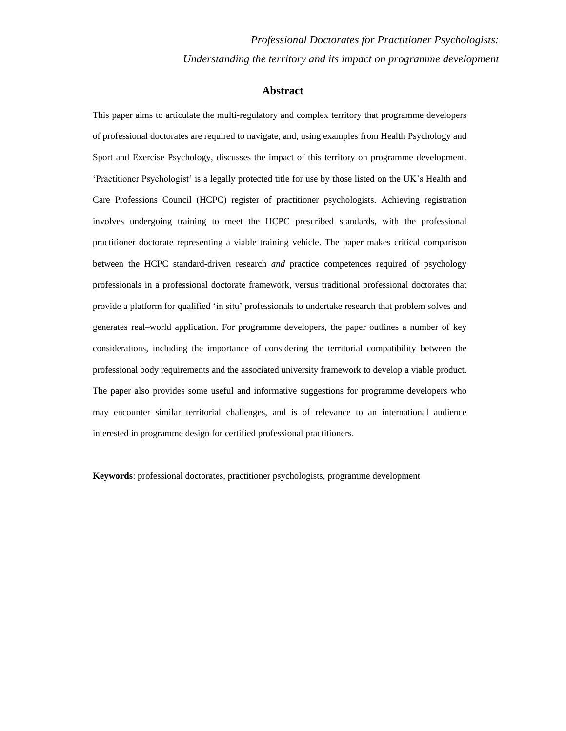*Professional Doctorates for Practitioner Psychologists:*

*Understanding the territory and its impact on programme development*

## Abstract

This paper aims to articulate the multi-regulatory and complex territory that programme developers of professional doctorates are required to navigate, and, using examples from Health Psychology and Sport and Exercise Psychology, discusses the impact of this territory on programme development. 'Practitioner Psychologist' is a legally protected title for use by those listed on the UK's Health and Care Professions Council (HCPC) register of practitioner psychologists. Achieving registration involves undergoing training to meet the HCPC prescribed standards, with the professional practitioner doctorate representing a viable training vehicle. The paper makes critical comparison between the HCPC standard-driven research *and* practice competences required of psychology professionals in a professional doctorate framework, versus traditional professional doctorates that provide a platform for qualified 'in situ' professionals to undertake research that problem solves and generates real–world application. For programme developers, the paper outlines a number of key considerations, including the importance of considering the territorial compatibility between the professional body requirements and the associated university framework to develop a viable product. The paper also provides some useful and informative suggestions for programme developers who may encounter similar territorial challenges, and is of relevance to an international audience interested in programme design for certified professional practitioners.

**Keywords**: professional doctorates, practitioner psychologists, programme development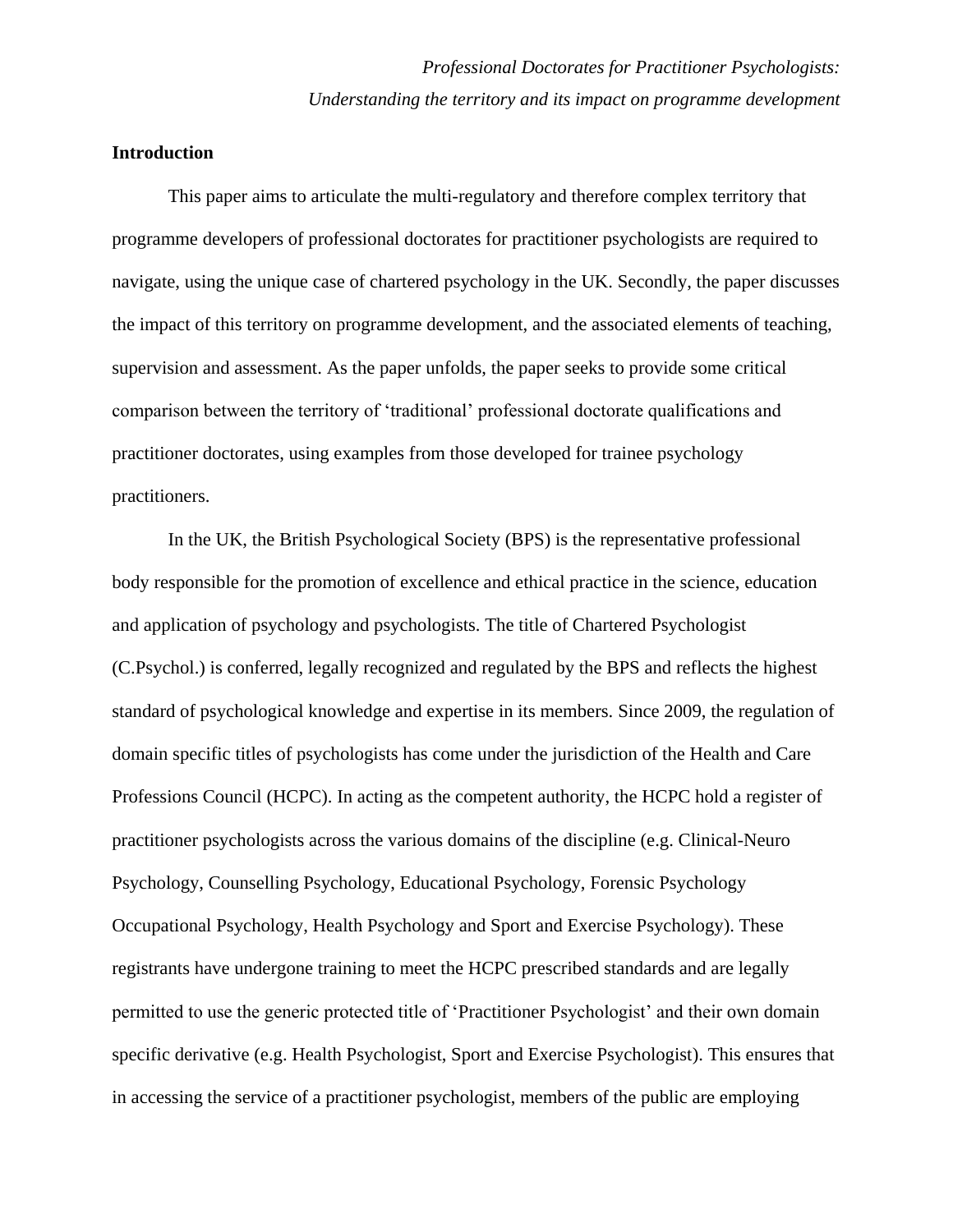*Professional Doctorates for Practitioner Psychologists:*
*Understanding the territory and its impact on programme development*

**Introduction**

This paper aims to articulate the multi-regulatory and therefore complex territory that programme developers of professional doctorates for practitioner psychologists are required to navigate, using the unique case of chartered psychology in the UK. Secondly, the paper discusses the impact of this territory on programme development, and the associated elements of teaching, supervision and assessment. As the paper unfolds, the paper seeks to provide some critical comparison between the territory of 'traditional' professional doctorate qualifications and practitioner doctorates, using examples from those developed for trainee psychology practitioners.

In the UK, the British Psychological Society (BPS) is the representative professional body responsible for the promotion of excellence and ethical practice in the science, education and application of psychology and psychologists. The title of Chartered Psychologist (C.Psychol.) is conferred, legally recognized and regulated by the BPS and reflects the highest standard of psychological knowledge and expertise in its members. Since 2009, the regulation of domain specific titles of psychologists has come under the jurisdiction of the Health and Care Professions Council (HCPC). In acting as the competent authority, the HCPC hold a register of practitioner psychologists across the various domains of the discipline (e.g. Clinical-Neuro Psychology, Counselling Psychology, Educational Psychology, Forensic Psychology Occupational Psychology, Health Psychology and Sport and Exercise Psychology). These registrants have undergone training to meet the HCPC prescribed standards and are legally permitted to use the generic protected title of 'Practitioner Psychologist' and their own domain specific derivative (e.g. Health Psychologist, Sport and Exercise Psychologist). This ensures that in accessing the service of a practitioner psychologist, members of the public are employing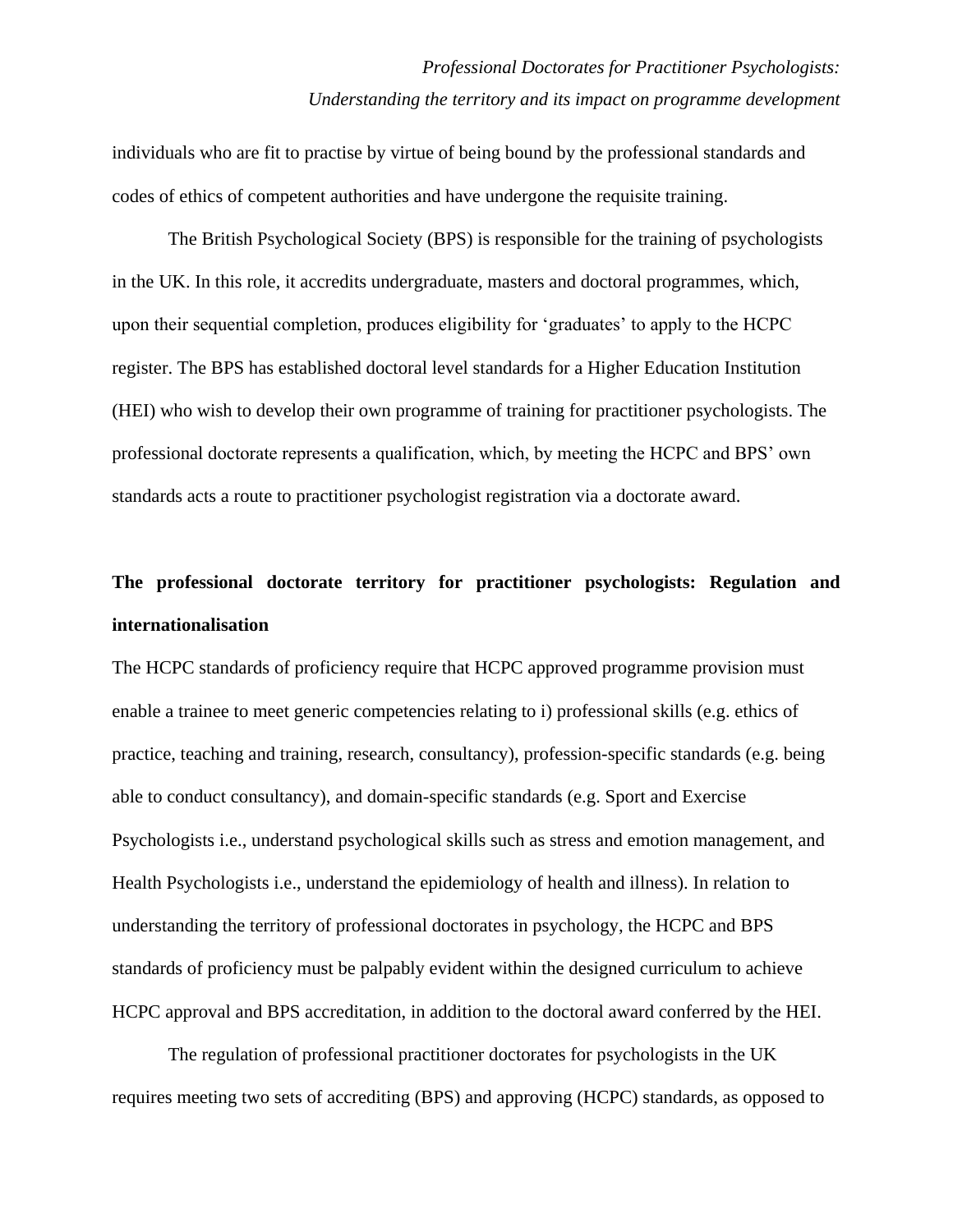individuals who are fit to practise by virtue of being bound by the professional standards and codes of ethics of competent authorities and have undergone the requisite training.

The British Psychological Society (BPS) is responsible for the training of psychologists in the UK. In this role, it accredits undergraduate, masters and doctoral programmes, which, upon their sequential completion, produces eligibility for 'graduates' to apply to the HCPC register. The BPS has established doctoral level standards for a Higher Education Institution (HEI) who wish to develop their own programme of training for practitioner psychologists. The professional doctorate represents a qualification, which, by meeting the HCPC and BPS' own standards acts a route to practitioner psychologist registration via a doctorate award.

**The professional doctorate territory for practitioner psychologists: Regulation and internationalisation**

The HCPC standards of proficiency require that HCPC approved programme provision must enable a trainee to meet generic competencies relating to i) professional skills (e.g. ethics of practice, teaching and training, research, consultancy), profession-specific standards (e.g. being able to conduct consultancy), and domain-specific standards (e.g. Sport and Exercise Psychologists i.e., understand psychological skills such as stress and emotion management, and Health Psychologists i.e., understand the epidemiology of health and illness). In relation to understanding the territory of professional doctorates in psychology, the HCPC and BPS standards of proficiency must be palpably evident within the designed curriculum to achieve HCPC approval and BPS accreditation, in addition to the doctoral award conferred by the HEI.

The regulation of professional practitioner doctorates for psychologists in the UK requires meeting two sets of accrediting (BPS) and approving (HCPC) standards, as opposed to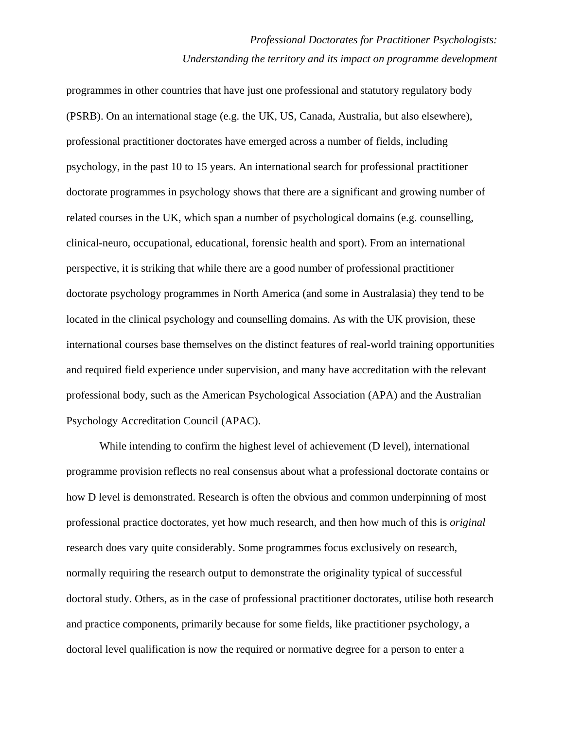programmes in other countries that have just one professional and statutory regulatory body (PSRB). On an international stage (e.g. the UK, US, Canada, Australia, but also elsewhere), professional practitioner doctorates have emerged across a number of fields, including psychology, in the past 10 to 15 years. An international search for professional practitioner doctorate programmes in psychology shows that there are a significant and growing number of related courses in the UK, which span a number of psychological domains (e.g. counselling, clinical-neuro, occupational, educational, forensic health and sport). From an international perspective, it is striking that while there are a good number of professional practitioner doctorate psychology programmes in North America (and some in Australasia) they tend to be located in the clinical psychology and counselling domains. As with the UK provision, these international courses base themselves on the distinct features of real-world training opportunities and required field experience under supervision, and many have accreditation with the relevant professional body, such as the American Psychological Association (APA) and the Australian Psychology Accreditation Council (APAC).

While intending to confirm the highest level of achievement (D level), international programme provision reflects no real consensus about what a professional doctorate contains or how D level is demonstrated. Research is often the obvious and common underpinning of most professional practice doctorates, yet how much research, and then how much of this is *original* research does vary quite considerably. Some programmes focus exclusively on research, normally requiring the research output to demonstrate the originality typical of successful doctoral study. Others, as in the case of professional practitioner doctorates, utilise both research and practice components, primarily because for some fields, like practitioner psychology, a doctoral level qualification is now the required or normative degree for a person to enter a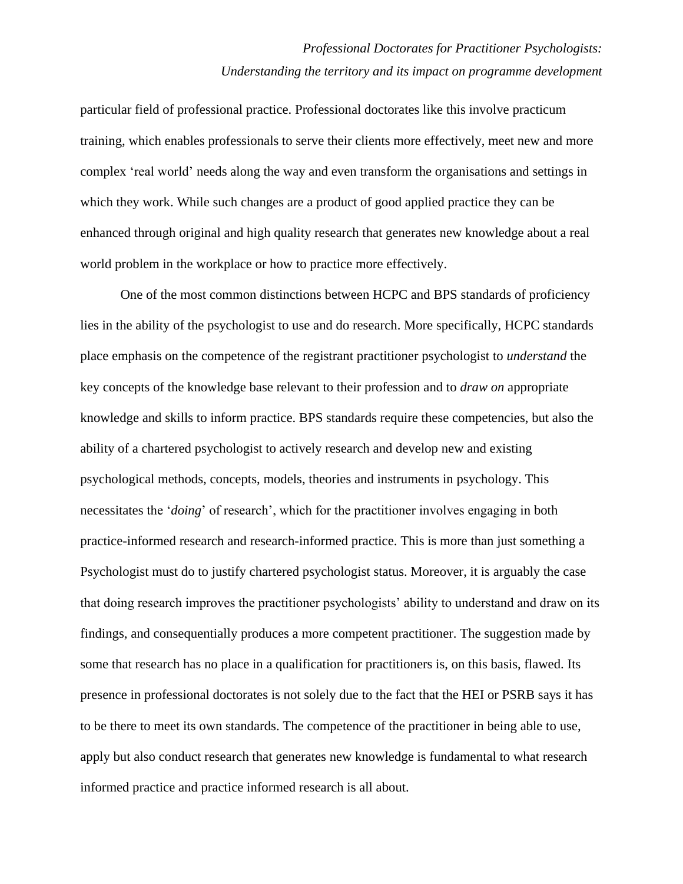particular field of professional practice. Professional doctorates like this involve practicum training, which enables professionals to serve their clients more effectively, meet new and more complex 'real world' needs along the way and even transform the organisations and settings in which they work. While such changes are a product of good applied practice they can be enhanced through original and high quality research that generates new knowledge about a real world problem in the workplace or how to practice more effectively.

One of the most common distinctions between HCPC and BPS standards of proficiency lies in the ability of the psychologist to use and do research. More specifically, HCPC standards place emphasis on the competence of the registrant practitioner psychologist to *understand* the key concepts of the knowledge base relevant to their profession and to *draw on* appropriate knowledge and skills to inform practice. BPS standards require these competencies, but also the ability of a chartered psychologist to actively research and develop new and existing psychological methods, concepts, models, theories and instruments in psychology. This necessitates the '*doing*' of research', which for the practitioner involves engaging in both practice-informed research and research-informed practice. This is more than just something a Psychologist must do to justify chartered psychologist status. Moreover, it is arguably the case that doing research improves the practitioner psychologists' ability to understand and draw on its findings, and consequentially produces a more competent practitioner. The suggestion made by some that research has no place in a qualification for practitioners is, on this basis, flawed. Its presence in professional doctorates is not solely due to the fact that the HEI or PSRB says it has to be there to meet its own standards. The competence of the practitioner in being able to use, apply but also conduct research that generates new knowledge is fundamental to what research informed practice and practice informed research is all about.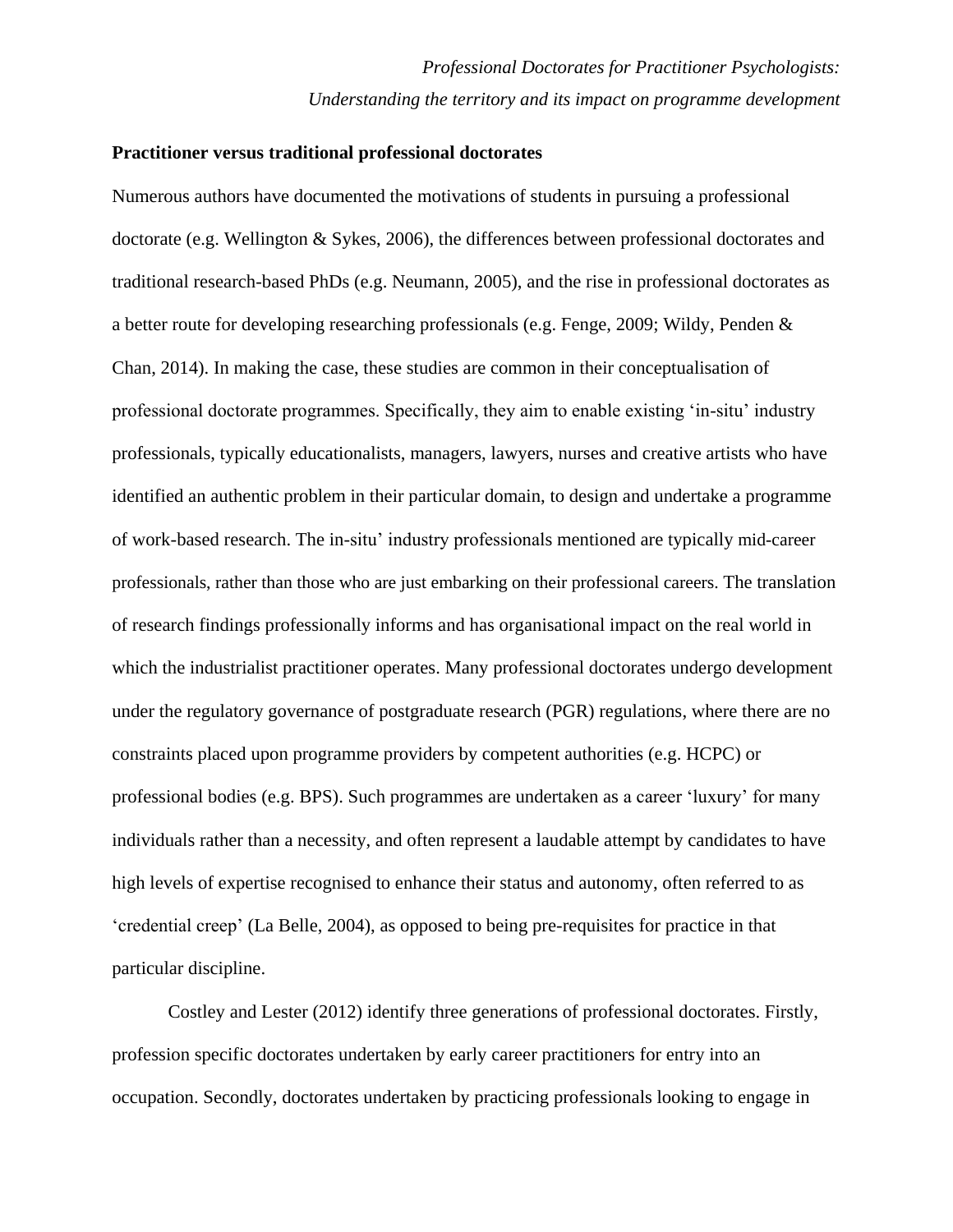**Practitioner versus traditional professional doctorates**

Numerous authors have documented the motivations of students in pursuing a professional doctorate (e.g. Wellington & Sykes, 2006), the differences between professional doctorates and traditional research-based PhDs (e.g. Neumann, 2005), and the rise in professional doctorates as a better route for developing researching professionals (e.g. Fenge, 2009; Wildy, Penden & Chan, 2014). In making the case, these studies are common in their conceptualisation of professional doctorate programmes. Specifically, they aim to enable existing 'in-situ' industry professionals, typically educationalists, managers, lawyers, nurses and creative artists who have identified an authentic problem in their particular domain, to design and undertake a programme of work-based research. The in-situ' industry professionals mentioned are typically mid-career professionals, rather than those who are just embarking on their professional careers. The translation of research findings professionally informs and has organisational impact on the real world in which the industrialist practitioner operates. Many professional doctorates undergo development under the regulatory governance of postgraduate research (PGR) regulations, where there are no constraints placed upon programme providers by competent authorities (e.g. HCPC) or professional bodies (e.g. BPS). Such programmes are undertaken as a career 'luxury' for many individuals rather than a necessity, and often represent a laudable attempt by candidates to have high levels of expertise recognised to enhance their status and autonomy, often referred to as 'credential creep' (La Belle, 2004), as opposed to being pre-requisites for practice in that particular discipline.

Costley and Lester (2012) identify three generations of professional doctorates. Firstly, profession specific doctorates undertaken by early career practitioners for entry into an occupation. Secondly, doctorates undertaken by practicing professionals looking to engage in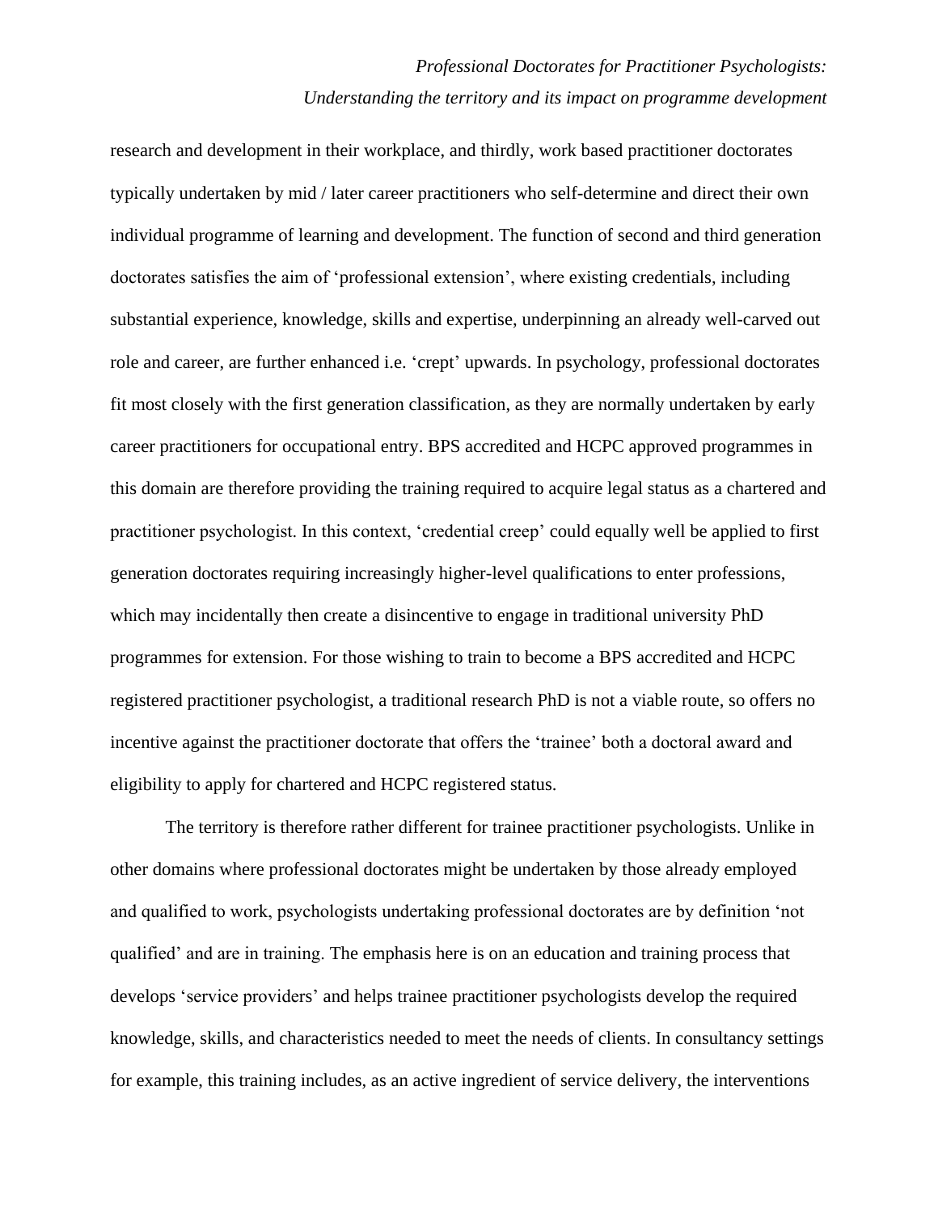research and development in their workplace, and thirdly, work based practitioner doctorates typically undertaken by mid / later career practitioners who self-determine and direct their own individual programme of learning and development. The function of second and third generation doctorates satisfies the aim of 'professional extension', where existing credentials, including substantial experience, knowledge, skills and expertise, underpinning an already well-carved out role and career, are further enhanced i.e. 'crept' upwards. In psychology, professional doctorates fit most closely with the first generation classification, as they are normally undertaken by early career practitioners for occupational entry. BPS accredited and HCPC approved programmes in this domain are therefore providing the training required to acquire legal status as a chartered and practitioner psychologist. In this context, 'credential creep' could equally well be applied to first generation doctorates requiring increasingly higher-level qualifications to enter professions, which may incidentally then create a disincentive to engage in traditional university PhD programmes for extension. For those wishing to train to become a BPS accredited and HCPC registered practitioner psychologist, a traditional research PhD is not a viable route, so offers no incentive against the practitioner doctorate that offers the 'trainee' both a doctoral award and eligibility to apply for chartered and HCPC registered status.

The territory is therefore rather different for trainee practitioner psychologists. Unlike in other domains where professional doctorates might be undertaken by those already employed and qualified to work, psychologists undertaking professional doctorates are by definition 'not qualified' and are in training. The emphasis here is on an education and training process that develops 'service providers' and helps trainee practitioner psychologists develop the required knowledge, skills, and characteristics needed to meet the needs of clients. In consultancy settings for example, this training includes, as an active ingredient of service delivery, the interventions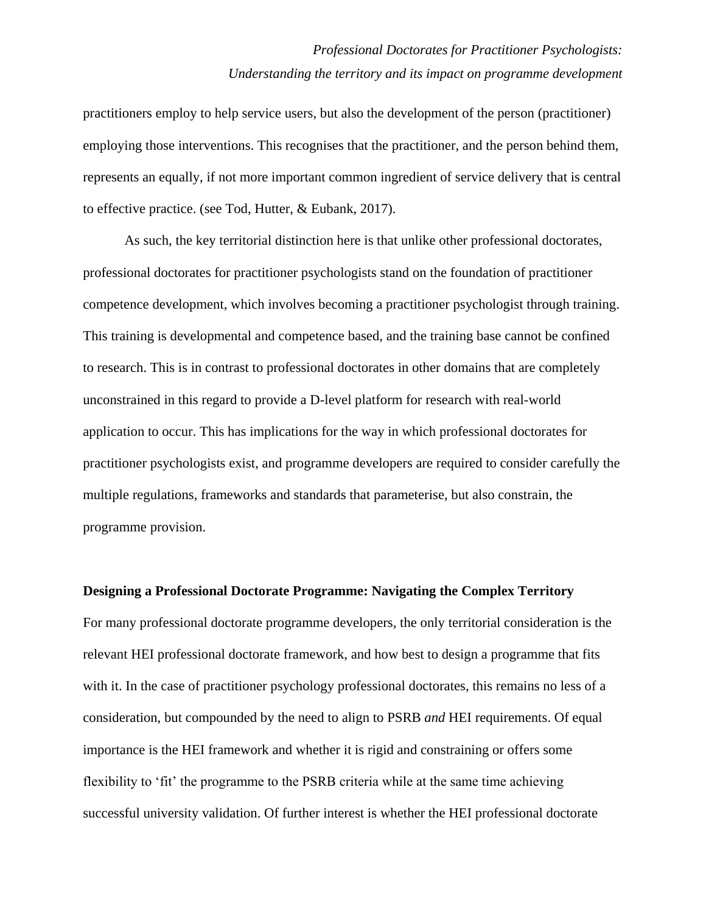practitioners employ to help service users, but also the development of the person (practitioner) employing those interventions. This recognises that the practitioner, and the person behind them, represents an equally, if not more important common ingredient of service delivery that is central to effective practice. (see Tod, Hutter, & Eubank, 2017).

As such, the key territorial distinction here is that unlike other professional doctorates, professional doctorates for practitioner psychologists stand on the foundation of practitioner competence development, which involves becoming a practitioner psychologist through training. This training is developmental and competence based, and the training base cannot be confined to research. This is in contrast to professional doctorates in other domains that are completely unconstrained in this regard to provide a D-level platform for research with real-world application to occur. This has implications for the way in which professional doctorates for practitioner psychologists exist, and programme developers are required to consider carefully the multiple regulations, frameworks and standards that parameterise, but also constrain, the programme provision.

**Designing a Professional Doctorate Programme: Navigating the Complex Territory**

For many professional doctorate programme developers, the only territorial consideration is the relevant HEI professional doctorate framework, and how best to design a programme that fits with it. In the case of practitioner psychology professional doctorates, this remains no less of a consideration, but compounded by the need to align to PSRB *and* HEI requirements. Of equal importance is the HEI framework and whether it is rigid and constraining or offers some flexibility to 'fit' the programme to the PSRB criteria while at the same time achieving successful university validation. Of further interest is whether the HEI professional doctorate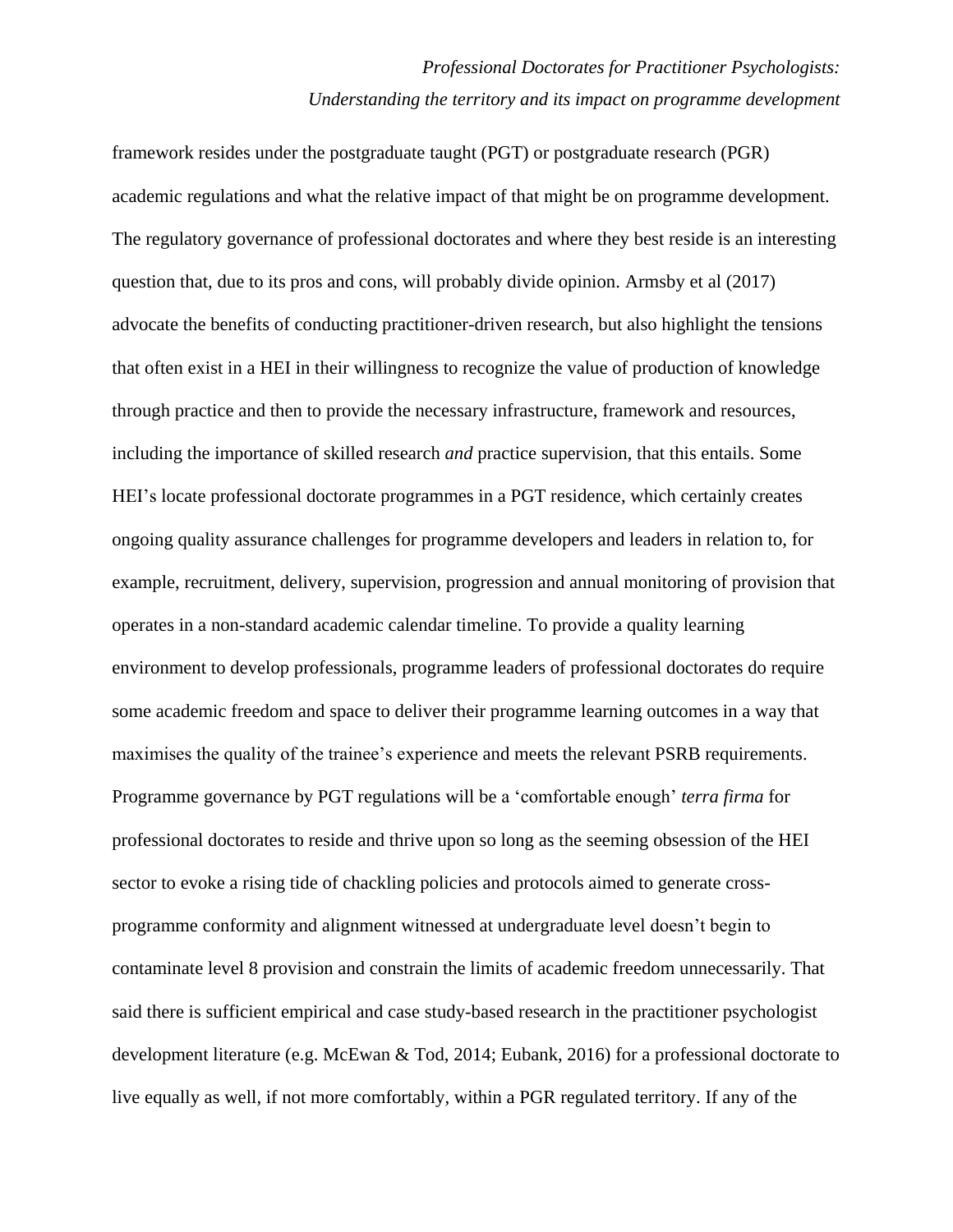framework resides under the postgraduate taught (PGT) or postgraduate research (PGR) academic regulations and what the relative impact of that might be on programme development. The regulatory governance of professional doctorates and where they best reside is an interesting question that, due to its pros and cons, will probably divide opinion. Armsby et al (2017) advocate the benefits of conducting practitioner-driven research, but also highlight the tensions that often exist in a HEI in their willingness to recognize the value of production of knowledge through practice and then to provide the necessary infrastructure, framework and resources, including the importance of skilled research *and* practice supervision, that this entails. Some HEI's locate professional doctorate programmes in a PGT residence, which certainly creates ongoing quality assurance challenges for programme developers and leaders in relation to, for example, recruitment, delivery, supervision, progression and annual monitoring of provision that operates in a non-standard academic calendar timeline. To provide a quality learning environment to develop professionals, programme leaders of professional doctorates do require some academic freedom and space to deliver their programme learning outcomes in a way that maximises the quality of the trainee's experience and meets the relevant PSRB requirements. Programme governance by PGT regulations will be a 'comfortable enough' *terra firma* for professional doctorates to reside and thrive upon so long as the seeming obsession of the HEI sector to evoke a rising tide of chackling policies and protocols aimed to generate cross-programme conformity and alignment witnessed at undergraduate level doesn't begin to contaminate level 8 provision and constrain the limits of academic freedom unnecessarily. That said there is sufficient empirical and case study-based research in the practitioner psychologist development literature (e.g. McEwan & Tod, 2014; Eubank, 2016) for a professional doctorate to live equally as well, if not more comfortably, within a PGR regulated territory. If any of the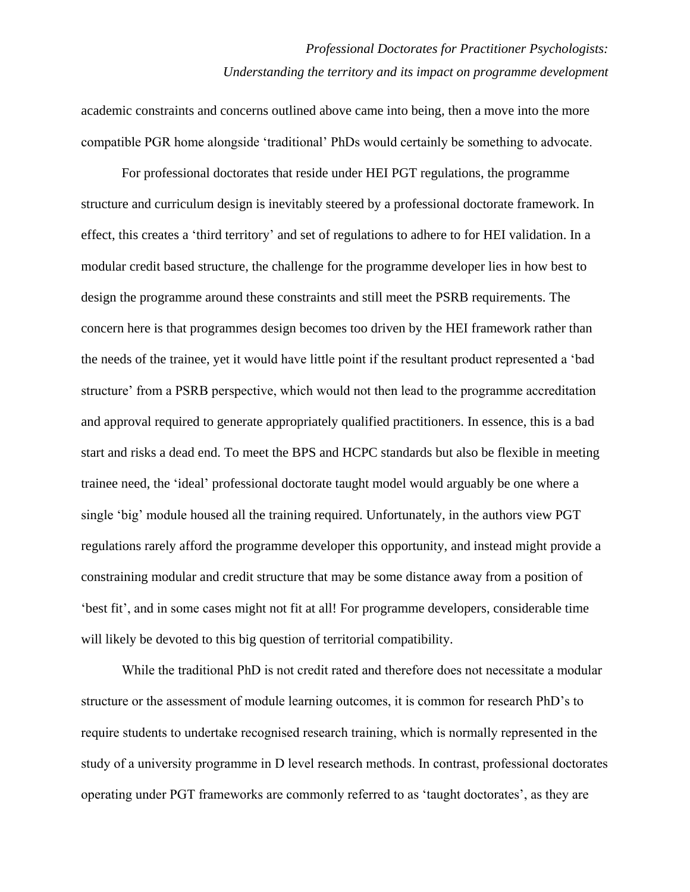academic constraints and concerns outlined above came into being, then a move into the more compatible PGR home alongside 'traditional' PhDs would certainly be something to advocate.

For professional doctorates that reside under HEI PGT regulations, the programme structure and curriculum design is inevitably steered by a professional doctorate framework. In effect, this creates a 'third territory' and set of regulations to adhere to for HEI validation. In a modular credit based structure, the challenge for the programme developer lies in how best to design the programme around these constraints and still meet the PSRB requirements. The concern here is that programmes design becomes too driven by the HEI framework rather than the needs of the trainee, yet it would have little point if the resultant product represented a 'bad structure' from a PSRB perspective, which would not then lead to the programme accreditation and approval required to generate appropriately qualified practitioners. In essence, this is a bad start and risks a dead end. To meet the BPS and HCPC standards but also be flexible in meeting trainee need, the 'ideal' professional doctorate taught model would arguably be one where a single 'big' module housed all the training required. Unfortunately, in the authors view PGT regulations rarely afford the programme developer this opportunity, and instead might provide a constraining modular and credit structure that may be some distance away from a position of 'best fit', and in some cases might not fit at all! For programme developers, considerable time will likely be devoted to this big question of territorial compatibility.

While the traditional PhD is not credit rated and therefore does not necessitate a modular structure or the assessment of module learning outcomes, it is common for research PhD's to require students to undertake recognised research training, which is normally represented in the study of a university programme in D level research methods. In contrast, professional doctorates operating under PGT frameworks are commonly referred to as 'taught doctorates', as they are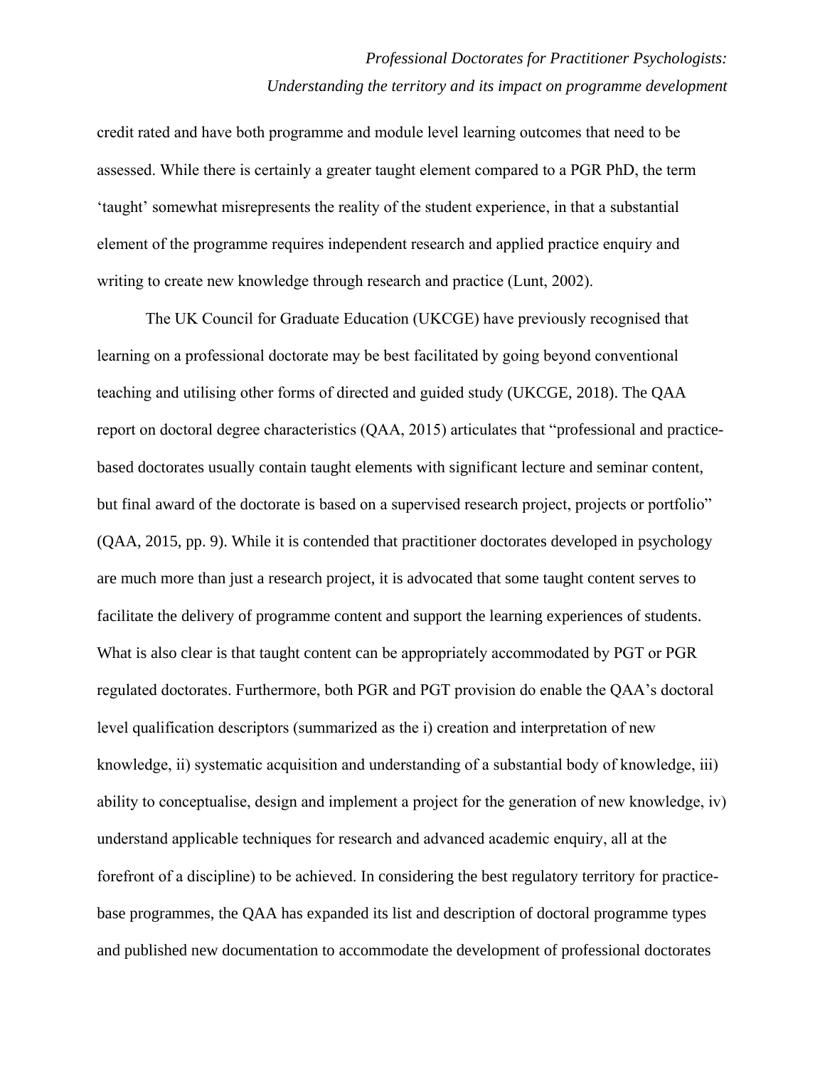credit rated and have both programme and module level learning outcomes that need to be assessed. While there is certainly a greater taught element compared to a PGR PhD, the term 'taught' somewhat misrepresents the reality of the student experience, in that a substantial element of the programme requires independent research and applied practice enquiry and writing to create new knowledge through research and practice (Lunt, 2002).

The UK Council for Graduate Education (UKCGE) have previously recognised that learning on a professional doctorate may be best facilitated by going beyond conventional teaching and utilising other forms of directed and guided study (UKCGE, 2018). The QAA report on doctoral degree characteristics (QAA, 2015) articulates that "professional and practice-based doctorates usually contain taught elements with significant lecture and seminar content, but final award of the doctorate is based on a supervised research project, projects or portfolio" (QAA, 2015, pp. 9). While it is contended that practitioner doctorates developed in psychology are much more than just a research project, it is advocated that some taught content serves to facilitate the delivery of programme content and support the learning experiences of students. What is also clear is that taught content can be appropriately accommodated by PGT or PGR regulated doctorates. Furthermore, both PGR and PGT provision do enable the QAA's doctoral level qualification descriptors (summarized as the i) creation and interpretation of new knowledge, ii) systematic acquisition and understanding of a substantial body of knowledge, iii) ability to conceptualise, design and implement a project for the generation of new knowledge, iv) understand applicable techniques for research and advanced academic enquiry, all at the forefront of a discipline) to be achieved. In considering the best regulatory territory for practice-base programmes, the QAA has expanded its list and description of doctoral programme types and published new documentation to accommodate the development of professional doctorates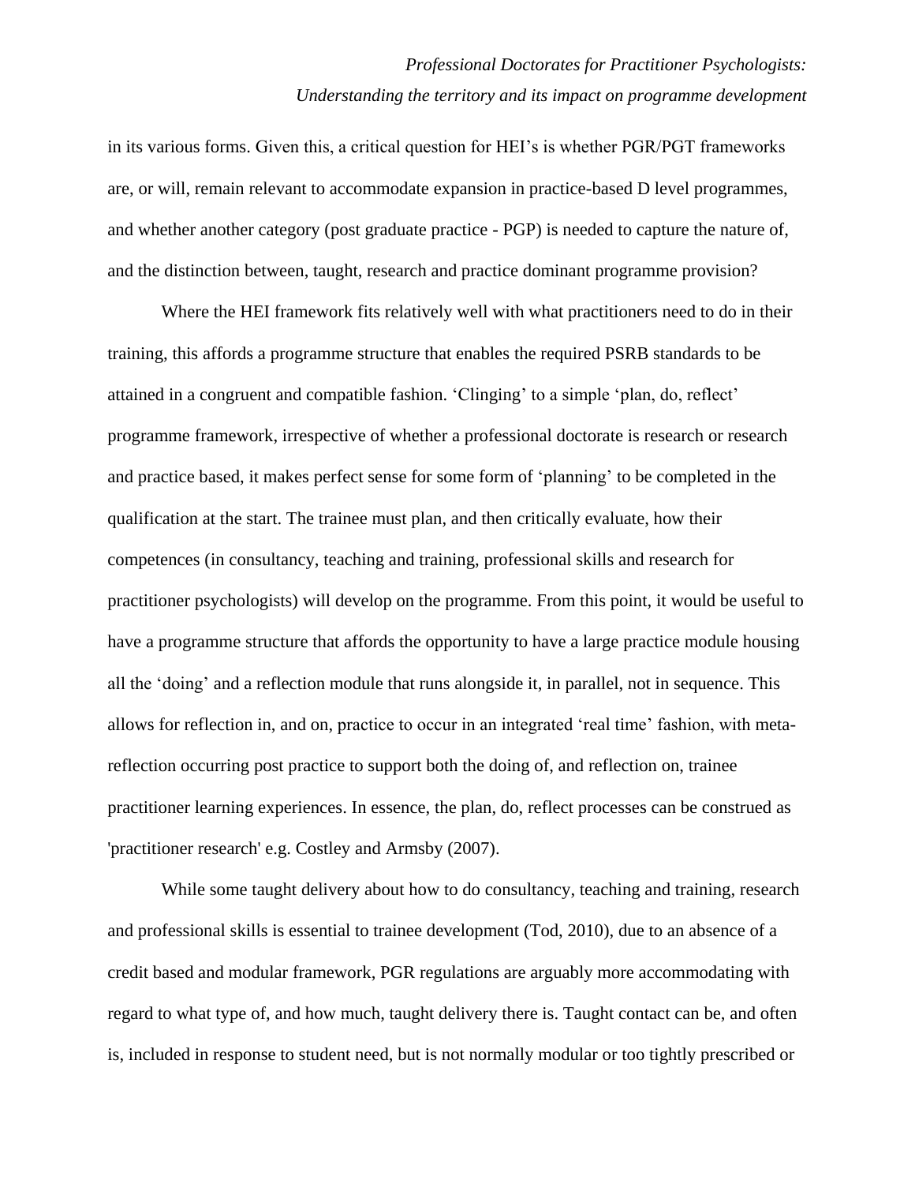in its various forms. Given this, a critical question for HEI's is whether PGR/PGT frameworks are, or will, remain relevant to accommodate expansion in practice-based D level programmes, and whether another category (post graduate practice - PGP) is needed to capture the nature of, and the distinction between, taught, research and practice dominant programme provision?

Where the HEI framework fits relatively well with what practitioners need to do in their training, this affords a programme structure that enables the required PSRB standards to be attained in a congruent and compatible fashion. 'Clinging' to a simple 'plan, do, reflect' programme framework, irrespective of whether a professional doctorate is research or research and practice based, it makes perfect sense for some form of 'planning' to be completed in the qualification at the start. The trainee must plan, and then critically evaluate, how their competences (in consultancy, teaching and training, professional skills and research for practitioner psychologists) will develop on the programme. From this point, it would be useful to have a programme structure that affords the opportunity to have a large practice module housing all the 'doing' and a reflection module that runs alongside it, in parallel, not in sequence. This allows for reflection in, and on, practice to occur in an integrated 'real time' fashion, with meta-reflection occurring post practice to support both the doing of, and reflection on, trainee practitioner learning experiences. In essence, the plan, do, reflect processes can be construed as 'practitioner research' e.g. Costley and Armsby (2007).

While some taught delivery about how to do consultancy, teaching and training, research and professional skills is essential to trainee development (Tod, 2010), due to an absence of a credit based and modular framework, PGR regulations are arguably more accommodating with regard to what type of, and how much, taught delivery there is. Taught contact can be, and often is, included in response to student need, but is not normally modular or too tightly prescribed or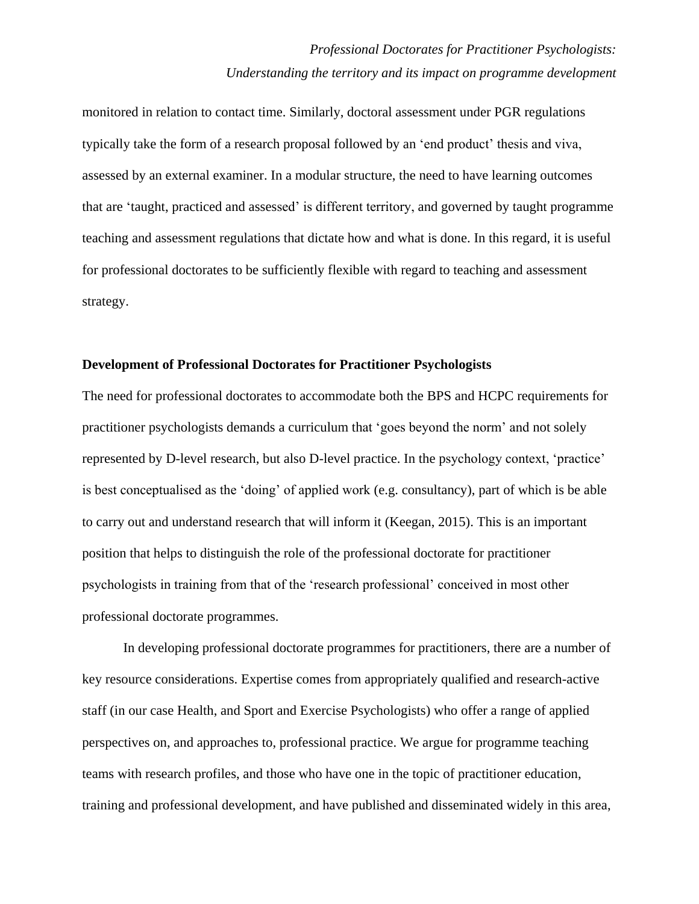monitored in relation to contact time. Similarly, doctoral assessment under PGR regulations typically take the form of a research proposal followed by an 'end product' thesis and viva, assessed by an external examiner. In a modular structure, the need to have learning outcomes that are 'taught, practiced and assessed' is different territory, and governed by taught programme teaching and assessment regulations that dictate how and what is done. In this regard, it is useful for professional doctorates to be sufficiently flexible with regard to teaching and assessment strategy.

**Development of Professional Doctorates for Practitioner Psychologists**

The need for professional doctorates to accommodate both the BPS and HCPC requirements for practitioner psychologists demands a curriculum that 'goes beyond the norm' and not solely represented by D-level research, but also D-level practice. In the psychology context, 'practice' is best conceptualised as the 'doing' of applied work (e.g. consultancy), part of which is be able to carry out and understand research that will inform it (Keegan, 2015). This is an important position that helps to distinguish the role of the professional doctorate for practitioner psychologists in training from that of the 'research professional' conceived in most other professional doctorate programmes.

In developing professional doctorate programmes for practitioners, there are a number of key resource considerations. Expertise comes from appropriately qualified and research-active staff (in our case Health, and Sport and Exercise Psychologists) who offer a range of applied perspectives on, and approaches to, professional practice. We argue for programme teaching teams with research profiles, and those who have one in the topic of practitioner education, training and professional development, and have published and disseminated widely in this area,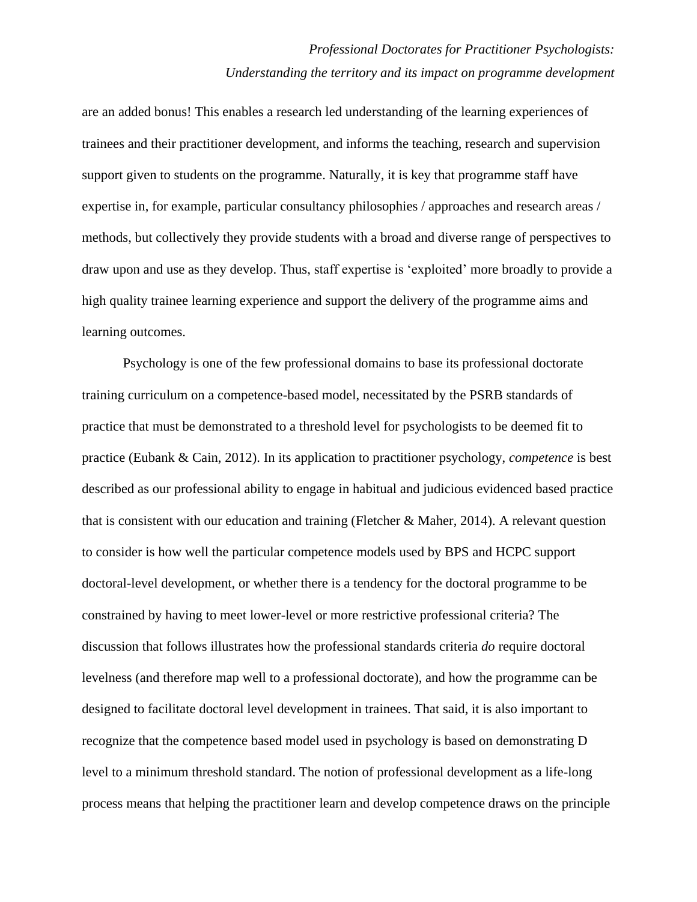are an added bonus! This enables a research led understanding of the learning experiences of trainees and their practitioner development, and informs the teaching, research and supervision support given to students on the programme. Naturally, it is key that programme staff have expertise in, for example, particular consultancy philosophies / approaches and research areas / methods, but collectively they provide students with a broad and diverse range of perspectives to draw upon and use as they develop. Thus, staff expertise is 'exploited' more broadly to provide a high quality trainee learning experience and support the delivery of the programme aims and learning outcomes.

Psychology is one of the few professional domains to base its professional doctorate training curriculum on a competence-based model, necessitated by the PSRB standards of practice that must be demonstrated to a threshold level for psychologists to be deemed fit to practice (Eubank & Cain, 2012). In its application to practitioner psychology, *competence* is best described as our professional ability to engage in habitual and judicious evidenced based practice that is consistent with our education and training (Fletcher & Maher, 2014). A relevant question to consider is how well the particular competence models used by BPS and HCPC support doctoral-level development, or whether there is a tendency for the doctoral programme to be constrained by having to meet lower-level or more restrictive professional criteria? The discussion that follows illustrates how the professional standards criteria *do* require doctoral levelness (and therefore map well to a professional doctorate), and how the programme can be designed to facilitate doctoral level development in trainees. That said, it is also important to recognize that the competence based model used in psychology is based on demonstrating D level to a minimum threshold standard. The notion of professional development as a life-long process means that helping the practitioner learn and develop competence draws on the principle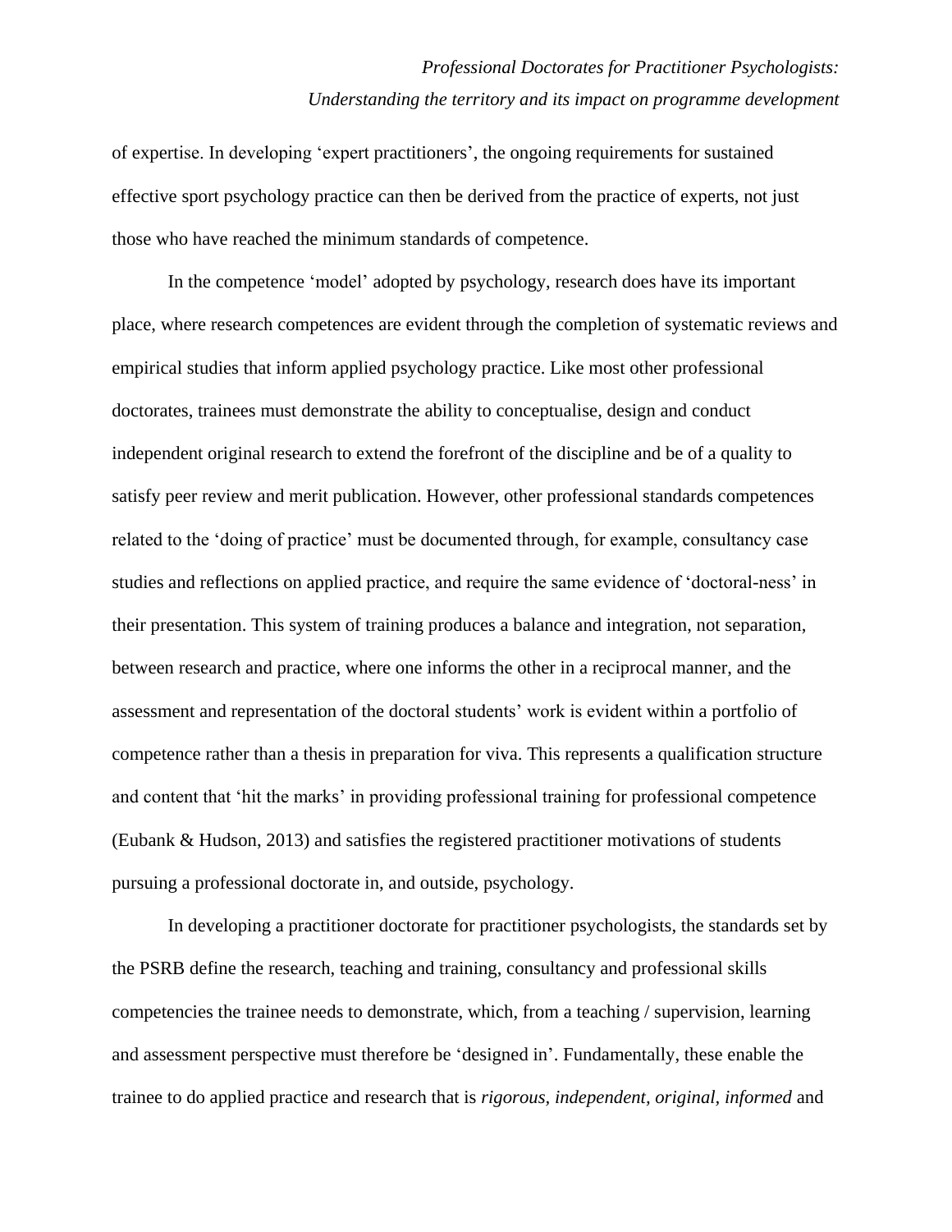of expertise. In developing 'expert practitioners', the ongoing requirements for sustained effective sport psychology practice can then be derived from the practice of experts, not just those who have reached the minimum standards of competence.

In the competence 'model' adopted by psychology, research does have its important place, where research competences are evident through the completion of systematic reviews and empirical studies that inform applied psychology practice. Like most other professional doctorates, trainees must demonstrate the ability to conceptualise, design and conduct independent original research to extend the forefront of the discipline and be of a quality to satisfy peer review and merit publication. However, other professional standards competences related to the 'doing of practice' must be documented through, for example, consultancy case studies and reflections on applied practice, and require the same evidence of 'doctoral-ness' in their presentation. This system of training produces a balance and integration, not separation, between research and practice, where one informs the other in a reciprocal manner, and the assessment and representation of the doctoral students' work is evident within a portfolio of competence rather than a thesis in preparation for viva. This represents a qualification structure and content that 'hit the marks' in providing professional training for professional competence (Eubank & Hudson, 2013) and satisfies the registered practitioner motivations of students pursuing a professional doctorate in, and outside, psychology.

In developing a practitioner doctorate for practitioner psychologists, the standards set by the PSRB define the research, teaching and training, consultancy and professional skills competencies the trainee needs to demonstrate, which, from a teaching / supervision, learning and assessment perspective must therefore be 'designed in'. Fundamentally, these enable the trainee to do applied practice and research that is *rigorous, independent, original, informed* and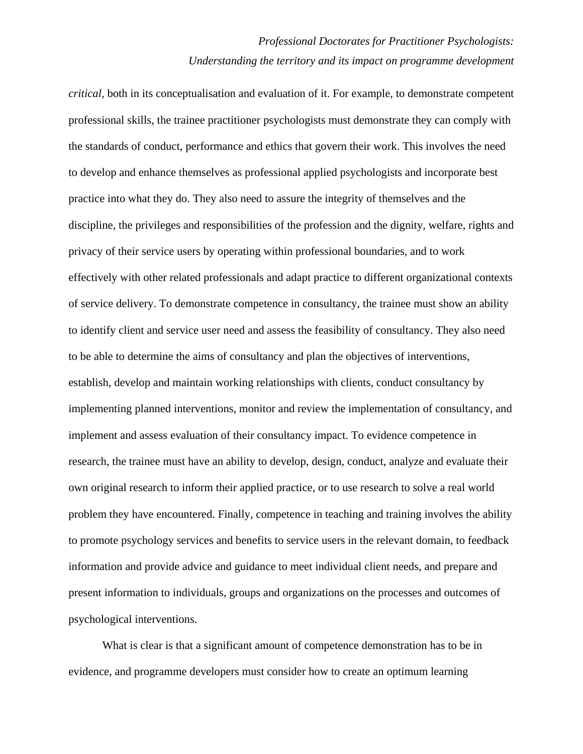*critical*, both in its conceptualisation and evaluation of it. For example, to demonstrate competent professional skills, the trainee practitioner psychologists must demonstrate they can comply with the standards of conduct, performance and ethics that govern their work. This involves the need to develop and enhance themselves as professional applied psychologists and incorporate best practice into what they do. They also need to assure the integrity of themselves and the discipline, the privileges and responsibilities of the profession and the dignity, welfare, rights and privacy of their service users by operating within professional boundaries, and to work effectively with other related professionals and adapt practice to different organizational contexts of service delivery. To demonstrate competence in consultancy, the trainee must show an ability to identify client and service user need and assess the feasibility of consultancy. They also need to be able to determine the aims of consultancy and plan the objectives of interventions, establish, develop and maintain working relationships with clients, conduct consultancy by implementing planned interventions, monitor and review the implementation of consultancy, and implement and assess evaluation of their consultancy impact. To evidence competence in research, the trainee must have an ability to develop, design, conduct, analyze and evaluate their own original research to inform their applied practice, or to use research to solve a real world problem they have encountered. Finally, competence in teaching and training involves the ability to promote psychology services and benefits to service users in the relevant domain, to feedback information and provide advice and guidance to meet individual client needs, and prepare and present information to individuals, groups and organizations on the processes and outcomes of psychological interventions.

What is clear is that a significant amount of competence demonstration has to be in evidence, and programme developers must consider how to create an optimum learning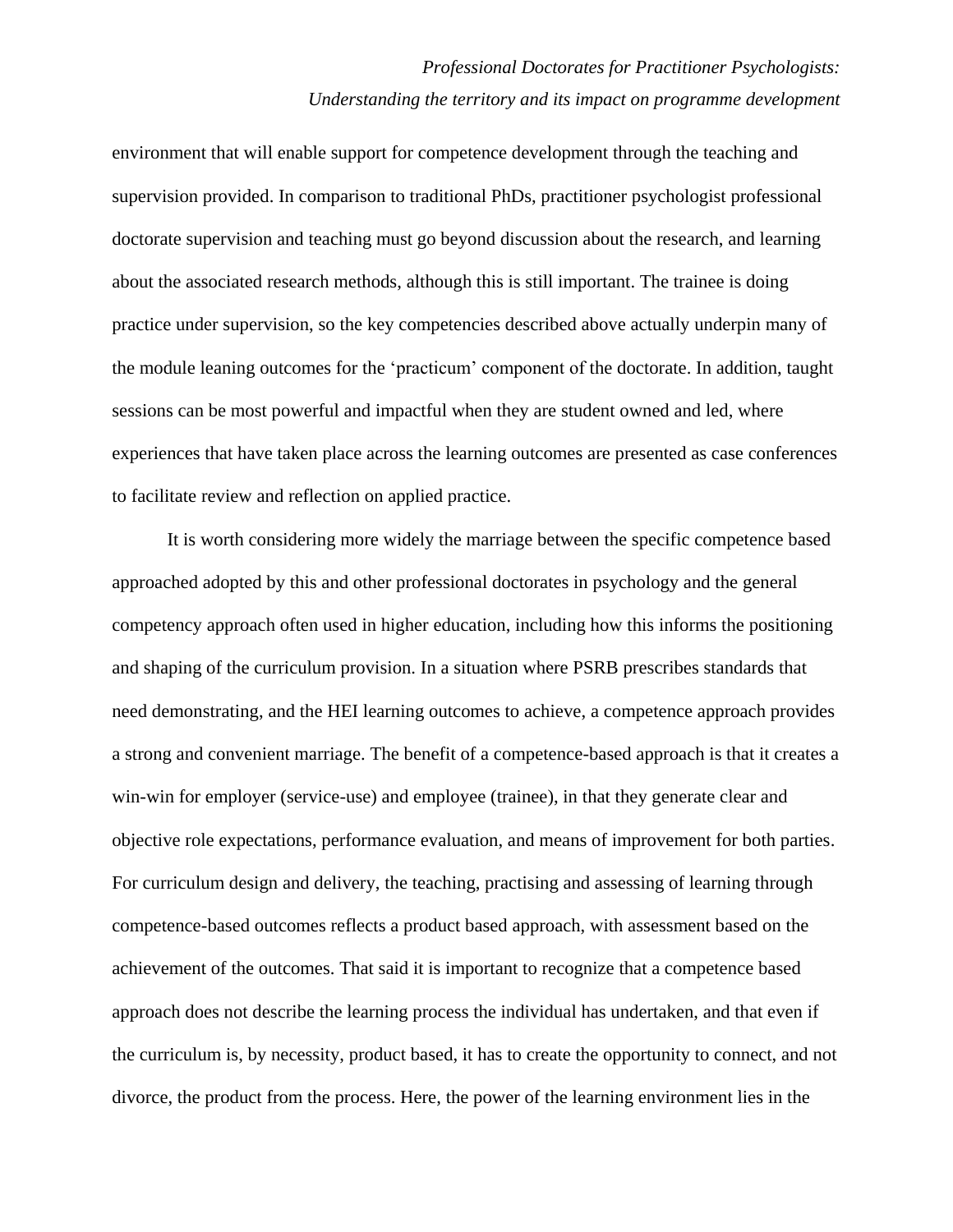environment that will enable support for competence development through the teaching and supervision provided. In comparison to traditional PhDs, practitioner psychologist professional doctorate supervision and teaching must go beyond discussion about the research, and learning about the associated research methods, although this is still important. The trainee is doing practice under supervision, so the key competencies described above actually underpin many of the module leaning outcomes for the 'practicum' component of the doctorate. In addition, taught sessions can be most powerful and impactful when they are student owned and led, where experiences that have taken place across the learning outcomes are presented as case conferences to facilitate review and reflection on applied practice.

It is worth considering more widely the marriage between the specific competence based approached adopted by this and other professional doctorates in psychology and the general competency approach often used in higher education, including how this informs the positioning and shaping of the curriculum provision. In a situation where PSRB prescribes standards that need demonstrating, and the HEI learning outcomes to achieve, a competence approach provides a strong and convenient marriage. The benefit of a competence-based approach is that it creates a win-win for employer (service-use) and employee (trainee), in that they generate clear and objective role expectations, performance evaluation, and means of improvement for both parties. For curriculum design and delivery, the teaching, practising and assessing of learning through competence-based outcomes reflects a product based approach, with assessment based on the achievement of the outcomes. That said it is important to recognize that a competence based approach does not describe the learning process the individual has undertaken, and that even if the curriculum is, by necessity, product based, it has to create the opportunity to connect, and not divorce, the product from the process. Here, the power of the learning environment lies in the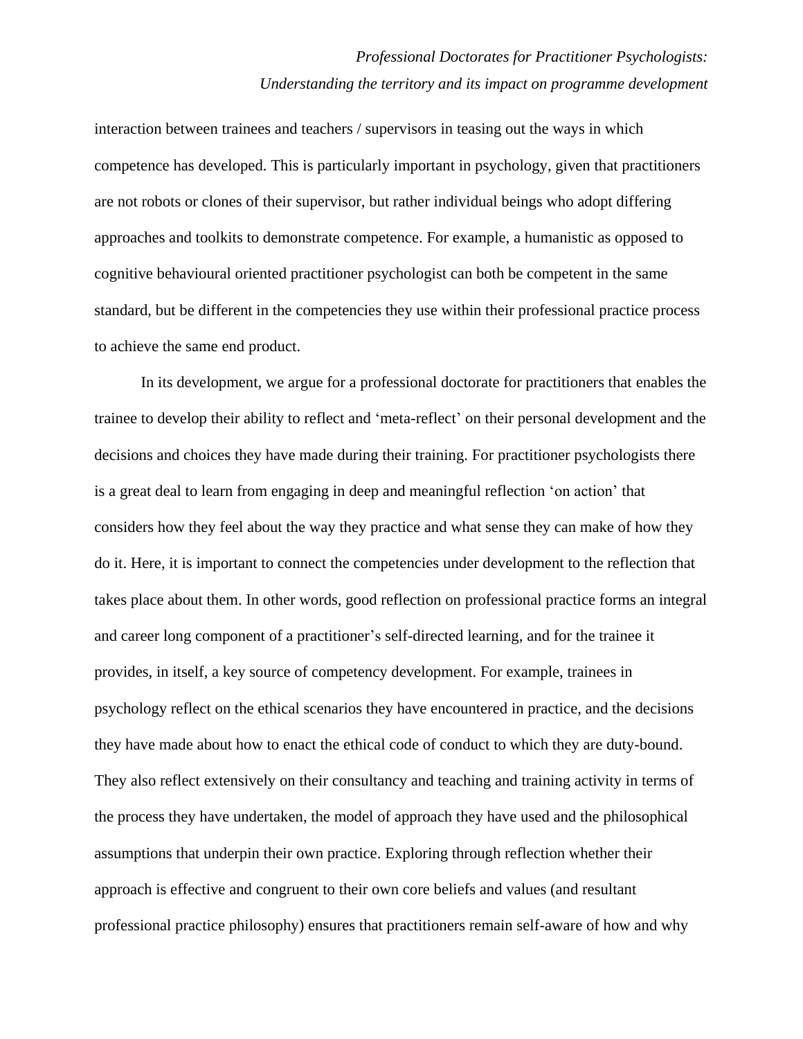interaction between trainees and teachers / supervisors in teasing out the ways in which competence has developed. This is particularly important in psychology, given that practitioners are not robots or clones of their supervisor, but rather individual beings who adopt differing approaches and toolkits to demonstrate competence. For example, a humanistic as opposed to cognitive behavioural oriented practitioner psychologist can both be competent in the same standard, but be different in the competencies they use within their professional practice process to achieve the same end product.

In its development, we argue for a professional doctorate for practitioners that enables the trainee to develop their ability to reflect and 'meta-reflect' on their personal development and the decisions and choices they have made during their training. For practitioner psychologists there is a great deal to learn from engaging in deep and meaningful reflection 'on action' that considers how they feel about the way they practice and what sense they can make of how they do it. Here, it is important to connect the competencies under development to the reflection that takes place about them. In other words, good reflection on professional practice forms an integral and career long component of a practitioner's self-directed learning, and for the trainee it provides, in itself, a key source of competency development. For example, trainees in psychology reflect on the ethical scenarios they have encountered in practice, and the decisions they have made about how to enact the ethical code of conduct to which they are duty-bound. They also reflect extensively on their consultancy and teaching and training activity in terms of the process they have undertaken, the model of approach they have used and the philosophical assumptions that underpin their own practice. Exploring through reflection whether their approach is effective and congruent to their own core beliefs and values (and resultant professional practice philosophy) ensures that practitioners remain self-aware of how and why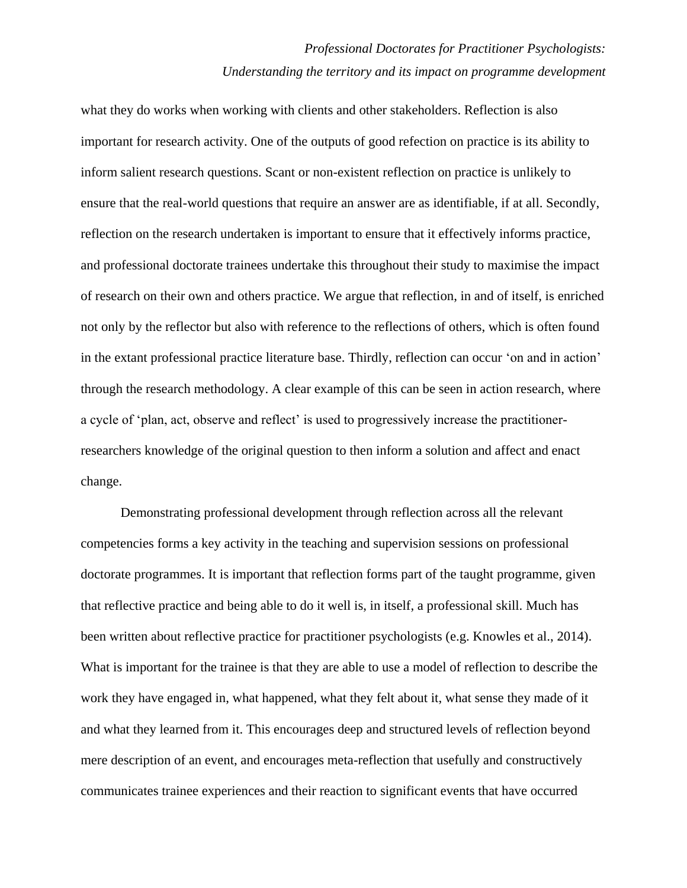what they do works when working with clients and other stakeholders. Reflection is also important for research activity. One of the outputs of good refection on practice is its ability to inform salient research questions. Scant or non-existent reflection on practice is unlikely to ensure that the real-world questions that require an answer are as identifiable, if at all. Secondly, reflection on the research undertaken is important to ensure that it effectively informs practice, and professional doctorate trainees undertake this throughout their study to maximise the impact of research on their own and others practice. We argue that reflection, in and of itself, is enriched not only by the reflector but also with reference to the reflections of others, which is often found in the extant professional practice literature base. Thirdly, reflection can occur 'on and in action' through the research methodology. A clear example of this can be seen in action research, where a cycle of 'plan, act, observe and reflect' is used to progressively increase the practitioner-researchers knowledge of the original question to then inform a solution and affect and enact change.

Demonstrating professional development through reflection across all the relevant competencies forms a key activity in the teaching and supervision sessions on professional doctorate programmes. It is important that reflection forms part of the taught programme, given that reflective practice and being able to do it well is, in itself, a professional skill. Much has been written about reflective practice for practitioner psychologists (e.g. Knowles et al., 2014). What is important for the trainee is that they are able to use a model of reflection to describe the work they have engaged in, what happened, what they felt about it, what sense they made of it and what they learned from it. This encourages deep and structured levels of reflection beyond mere description of an event, and encourages meta-reflection that usefully and constructively communicates trainee experiences and their reaction to significant events that have occurred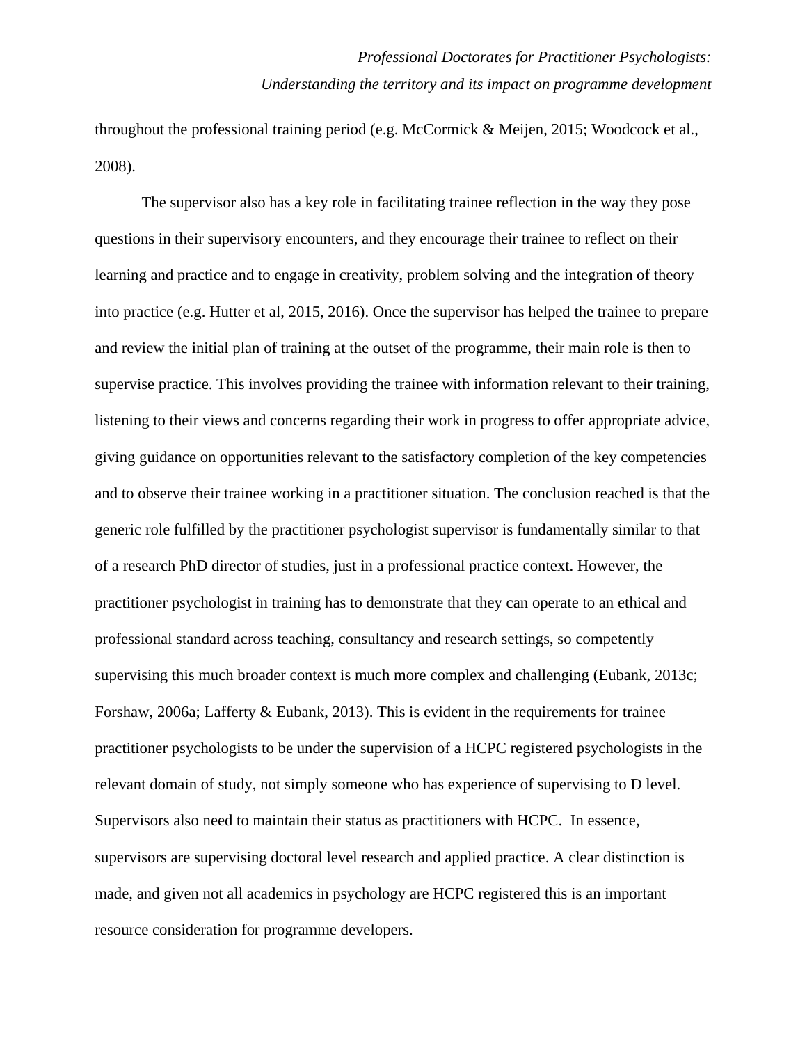throughout the professional training period (e.g. McCormick & Meijen, 2015; Woodcock et al., 2008).

The supervisor also has a key role in facilitating trainee reflection in the way they pose questions in their supervisory encounters, and they encourage their trainee to reflect on their learning and practice and to engage in creativity, problem solving and the integration of theory into practice (e.g. Hutter et al, 2015, 2016). Once the supervisor has helped the trainee to prepare and review the initial plan of training at the outset of the programme, their main role is then to supervise practice. This involves providing the trainee with information relevant to their training, listening to their views and concerns regarding their work in progress to offer appropriate advice, giving guidance on opportunities relevant to the satisfactory completion of the key competencies and to observe their trainee working in a practitioner situation. The conclusion reached is that the generic role fulfilled by the practitioner psychologist supervisor is fundamentally similar to that of a research PhD director of studies, just in a professional practice context. However, the practitioner psychologist in training has to demonstrate that they can operate to an ethical and professional standard across teaching, consultancy and research settings, so competently supervising this much broader context is much more complex and challenging (Eubank, 2013c; Forshaw, 2006a; Lafferty & Eubank, 2013). This is evident in the requirements for trainee practitioner psychologists to be under the supervision of a HCPC registered psychologists in the relevant domain of study, not simply someone who has experience of supervising to D level. Supervisors also need to maintain their status as practitioners with HCPC. In essence, supervisors are supervising doctoral level research and applied practice. A clear distinction is made, and given not all academics in psychology are HCPC registered this is an important resource consideration for programme developers.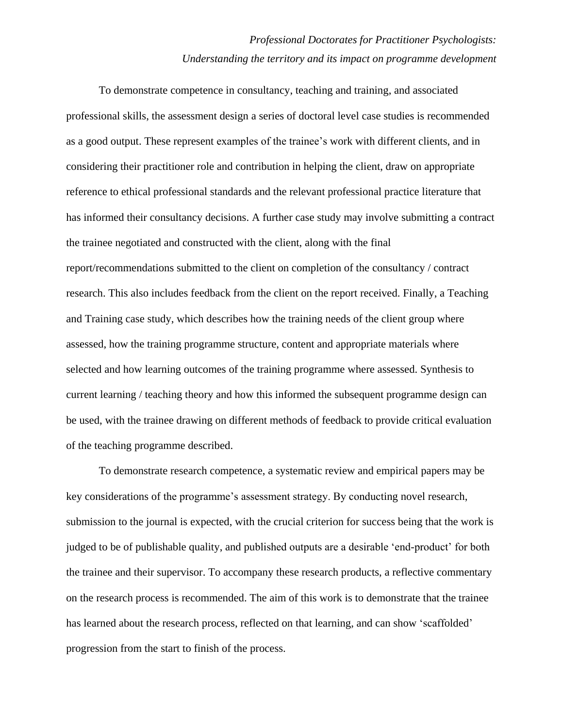To demonstrate competence in consultancy, teaching and training, and associated professional skills, the assessment design a series of doctoral level case studies is recommended as a good output. These represent examples of the trainee's work with different clients, and in considering their practitioner role and contribution in helping the client, draw on appropriate reference to ethical professional standards and the relevant professional practice literature that has informed their consultancy decisions. A further case study may involve submitting a contract the trainee negotiated and constructed with the client, along with the final report/recommendations submitted to the client on completion of the consultancy / contract research. This also includes feedback from the client on the report received. Finally, a Teaching and Training case study, which describes how the training needs of the client group where assessed, how the training programme structure, content and appropriate materials where selected and how learning outcomes of the training programme where assessed. Synthesis to current learning / teaching theory and how this informed the subsequent programme design can be used, with the trainee drawing on different methods of feedback to provide critical evaluation of the teaching programme described.

To demonstrate research competence, a systematic review and empirical papers may be key considerations of the programme's assessment strategy. By conducting novel research, submission to the journal is expected, with the crucial criterion for success being that the work is judged to be of publishable quality, and published outputs are a desirable 'end-product' for both the trainee and their supervisor. To accompany these research products, a reflective commentary on the research process is recommended. The aim of this work is to demonstrate that the trainee has learned about the research process, reflected on that learning, and can show 'scaffolded' progression from the start to finish of the process.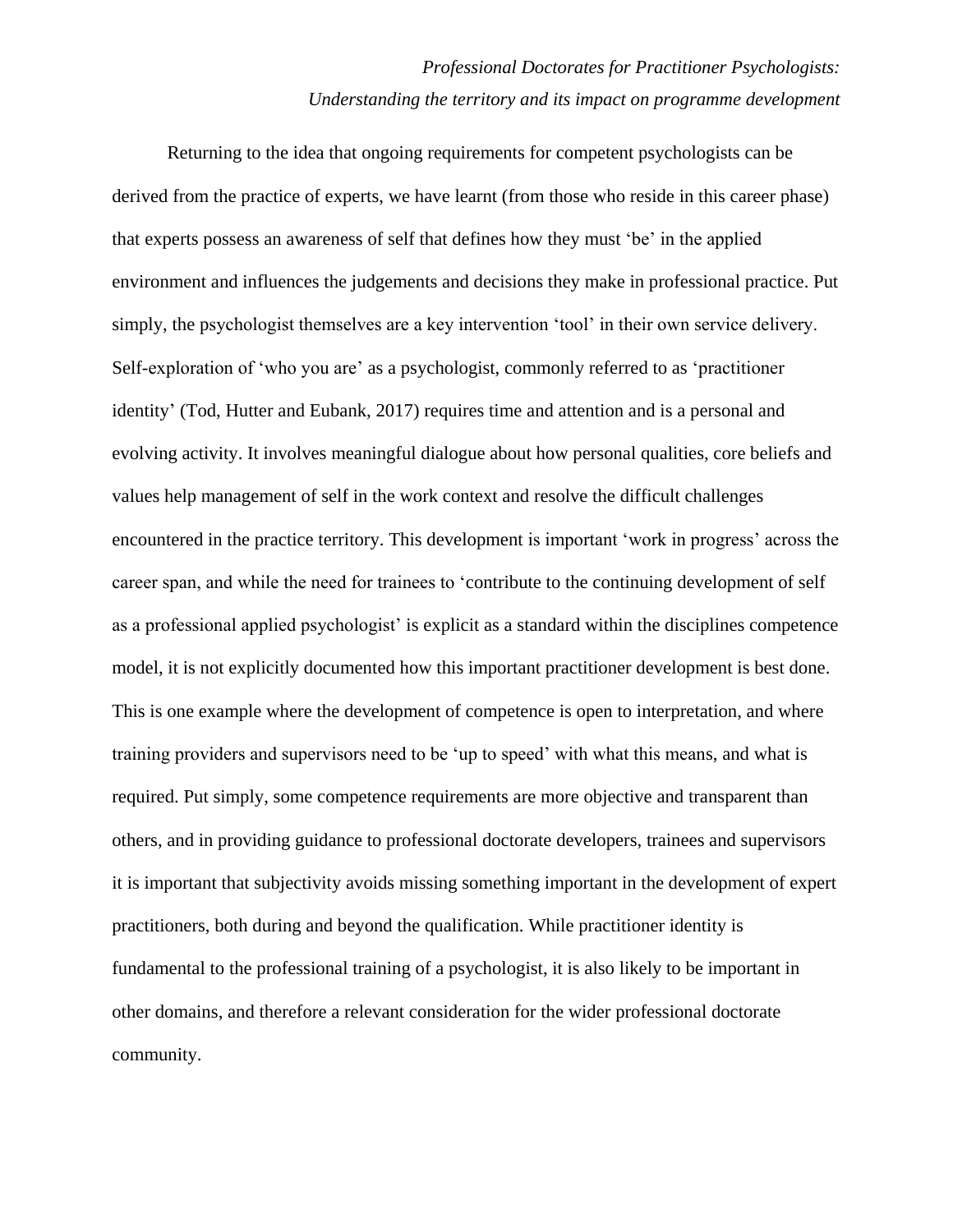Returning to the idea that ongoing requirements for competent psychologists can be derived from the practice of experts, we have learnt (from those who reside in this career phase) that experts possess an awareness of self that defines how they must 'be' in the applied environment and influences the judgements and decisions they make in professional practice. Put simply, the psychologist themselves are a key intervention 'tool' in their own service delivery. Self-exploration of 'who you are' as a psychologist, commonly referred to as 'practitioner identity' (Tod, Hutter and Eubank, 2017) requires time and attention and is a personal and evolving activity. It involves meaningful dialogue about how personal qualities, core beliefs and values help management of self in the work context and resolve the difficult challenges encountered in the practice territory. This development is important 'work in progress' across the career span, and while the need for trainees to 'contribute to the continuing development of self as a professional applied psychologist' is explicit as a standard within the disciplines competence model, it is not explicitly documented how this important practitioner development is best done. This is one example where the development of competence is open to interpretation, and where training providers and supervisors need to be 'up to speed' with what this means, and what is required. Put simply, some competence requirements are more objective and transparent than others, and in providing guidance to professional doctorate developers, trainees and supervisors it is important that subjectivity avoids missing something important in the development of expert practitioners, both during and beyond the qualification. While practitioner identity is fundamental to the professional training of a psychologist, it is also likely to be important in other domains, and therefore a relevant consideration for the wider professional doctorate community.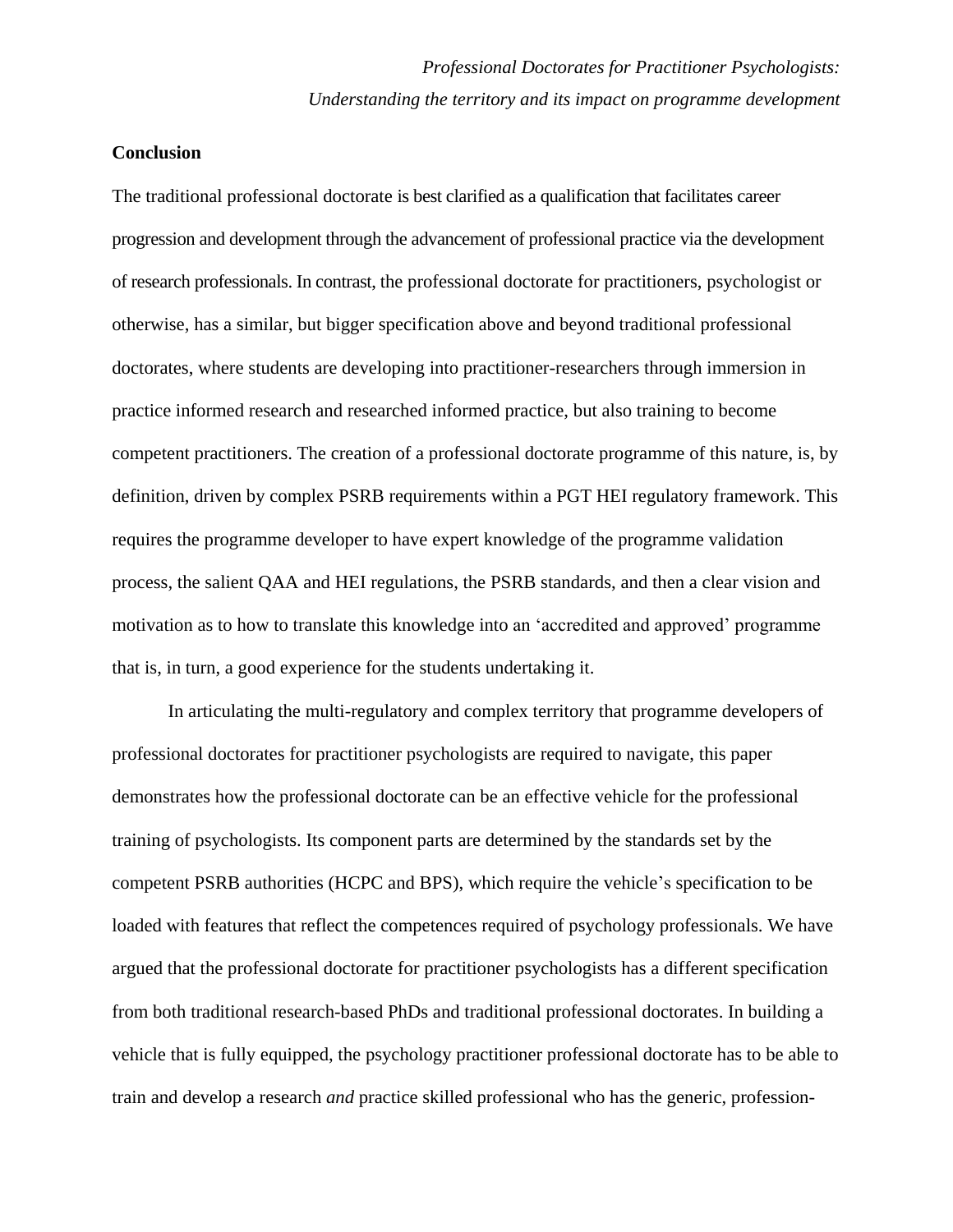## Conclusion

The traditional professional doctorate is best clarified as a qualification that facilitates career progression and development through the advancement of professional practice via the development of research professionals. In contrast, the professional doctorate for practitioners, psychologist or otherwise, has a similar, but bigger specification above and beyond traditional professional doctorates, where students are developing into practitioner-researchers through immersion in practice informed research and researched informed practice, but also training to become competent practitioners. The creation of a professional doctorate programme of this nature, is, by definition, driven by complex PSRB requirements within a PGT HEI regulatory framework. This requires the programme developer to have expert knowledge of the programme validation process, the salient QAA and HEI regulations, the PSRB standards, and then a clear vision and motivation as to how to translate this knowledge into an 'accredited and approved' programme that is, in turn, a good experience for the students undertaking it.

In articulating the multi-regulatory and complex territory that programme developers of professional doctorates for practitioner psychologists are required to navigate, this paper demonstrates how the professional doctorate can be an effective vehicle for the professional training of psychologists. Its component parts are determined by the standards set by the competent PSRB authorities (HCPC and BPS), which require the vehicle's specification to be loaded with features that reflect the competences required of psychology professionals. We have argued that the professional doctorate for practitioner psychologists has a different specification from both traditional research-based PhDs and traditional professional doctorates. In building a vehicle that is fully equipped, the psychology practitioner professional doctorate has to be able to train and develop a research *and* practice skilled professional who has the generic, profession-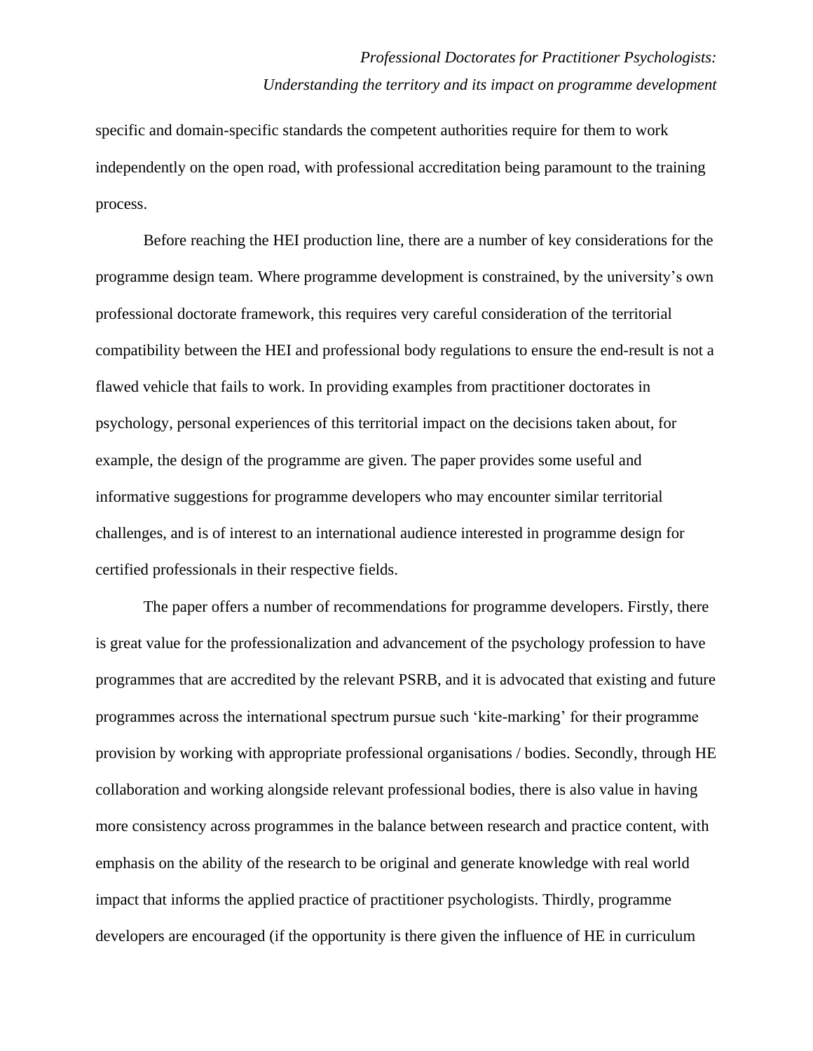specific and domain-specific standards the competent authorities require for them to work independently on the open road, with professional accreditation being paramount to the training process.

Before reaching the HEI production line, there are a number of key considerations for the programme design team. Where programme development is constrained, by the university's own professional doctorate framework, this requires very careful consideration of the territorial compatibility between the HEI and professional body regulations to ensure the end-result is not a flawed vehicle that fails to work. In providing examples from practitioner doctorates in psychology, personal experiences of this territorial impact on the decisions taken about, for example, the design of the programme are given. The paper provides some useful and informative suggestions for programme developers who may encounter similar territorial challenges, and is of interest to an international audience interested in programme design for certified professionals in their respective fields.

The paper offers a number of recommendations for programme developers. Firstly, there is great value for the professionalization and advancement of the psychology profession to have programmes that are accredited by the relevant PSRB, and it is advocated that existing and future programmes across the international spectrum pursue such 'kite-marking' for their programme provision by working with appropriate professional organisations / bodies. Secondly, through HE collaboration and working alongside relevant professional bodies, there is also value in having more consistency across programmes in the balance between research and practice content, with emphasis on the ability of the research to be original and generate knowledge with real world impact that informs the applied practice of practitioner psychologists. Thirdly, programme developers are encouraged (if the opportunity is there given the influence of HE in curriculum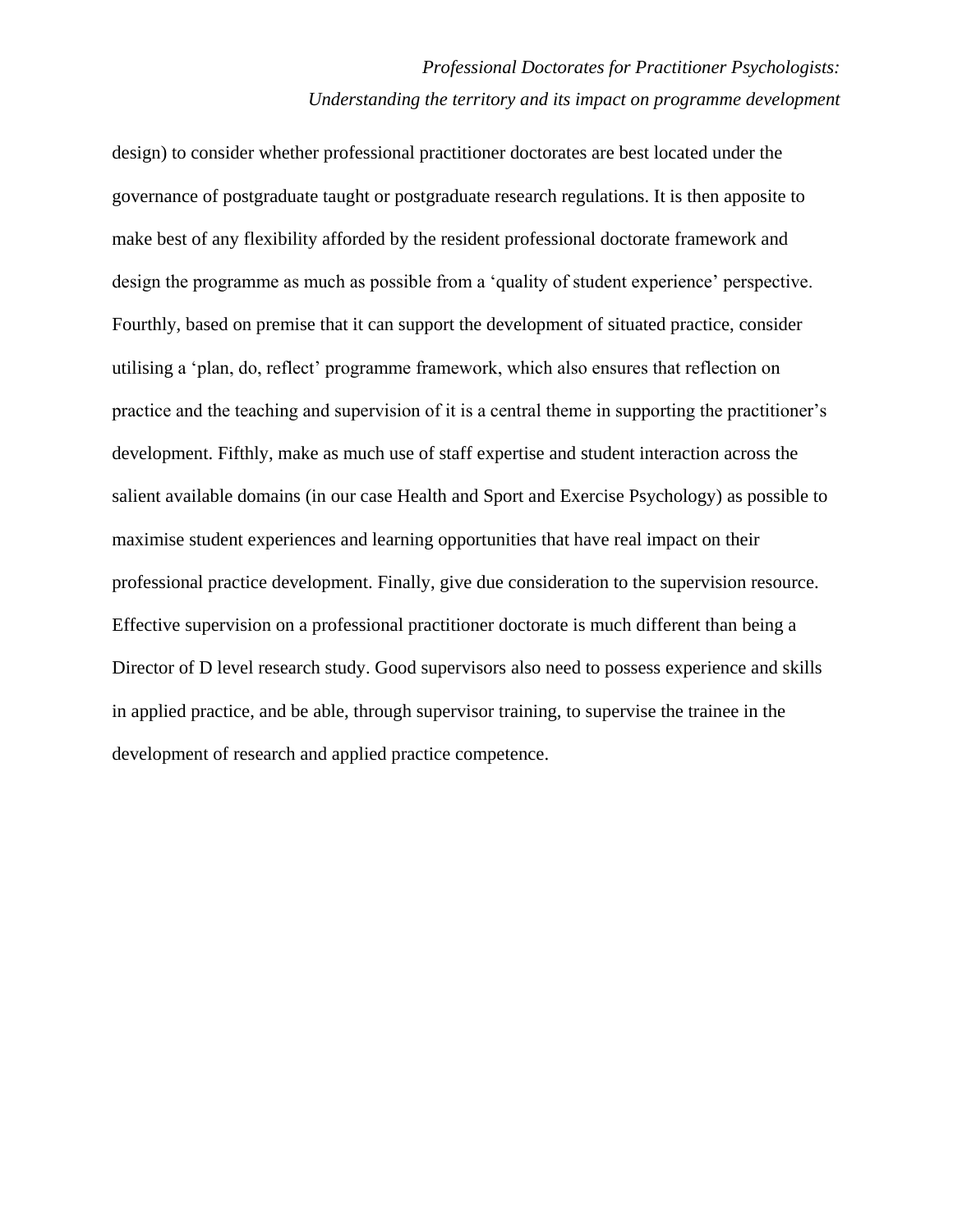design) to consider whether professional practitioner doctorates are best located under the governance of postgraduate taught or postgraduate research regulations. It is then apposite to make best of any flexibility afforded by the resident professional doctorate framework and design the programme as much as possible from a 'quality of student experience' perspective. Fourthly, based on premise that it can support the development of situated practice, consider utilising a 'plan, do, reflect' programme framework, which also ensures that reflection on practice and the teaching and supervision of it is a central theme in supporting the practitioner's development. Fifthly, make as much use of staff expertise and student interaction across the salient available domains (in our case Health and Sport and Exercise Psychology) as possible to maximise student experiences and learning opportunities that have real impact on their professional practice development. Finally, give due consideration to the supervision resource. Effective supervision on a professional practitioner doctorate is much different than being a Director of D level research study. Good supervisors also need to possess experience and skills in applied practice, and be able, through supervisor training, to supervise the trainee in the development of research and applied practice competence.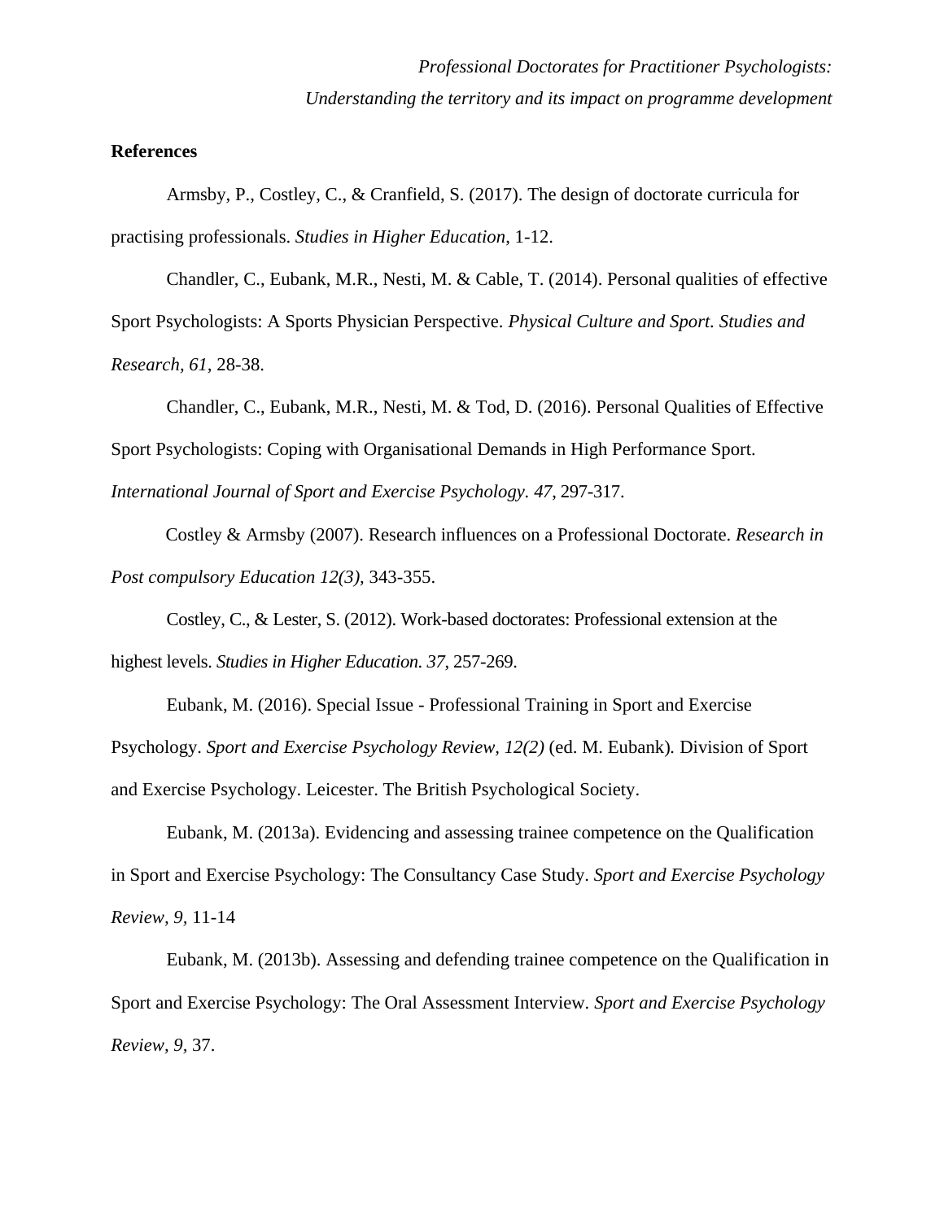## References

Armsby, P., Costley, C., & Cranfield, S. (2017). The design of doctorate curricula for practising professionals. *Studies in Higher Education*, 1-12.

Chandler, C., Eubank, M.R., Nesti, M. & Cable, T. (2014). Personal qualities of effective Sport Psychologists: A Sports Physician Perspective. *Physical Culture and Sport. Studies and Research, 61,* 28-38.

Chandler, C., Eubank, M.R., Nesti, M. & Tod, D. (2016). Personal Qualities of Effective Sport Psychologists: Coping with Organisational Demands in High Performance Sport. *International Journal of Sport and Exercise Psychology. 47*, 297-317.

Costley & Armsby (2007). Research influences on a Professional Doctorate. *Research in Post compulsory Education 12(3),* 343-355.

Costley, C., & Lester, S. (2012). Work-based doctorates: Professional extension at the highest levels. *Studies in Higher Education. 37*, 257-269.

Eubank, M. (2016). Special Issue - Professional Training in Sport and Exercise Psychology. *Sport and Exercise Psychology Review, 12(2)* (ed. M. Eubank). Division of Sport and Exercise Psychology. Leicester. The British Psychological Society.

Eubank, M. (2013a). Evidencing and assessing trainee competence on the Qualification in Sport and Exercise Psychology: The Consultancy Case Study. *Sport and Exercise Psychology Review, 9*, 11-14

Eubank, M. (2013b). Assessing and defending trainee competence on the Qualification in Sport and Exercise Psychology: The Oral Assessment Interview. *Sport and Exercise Psychology Review, 9,* 37.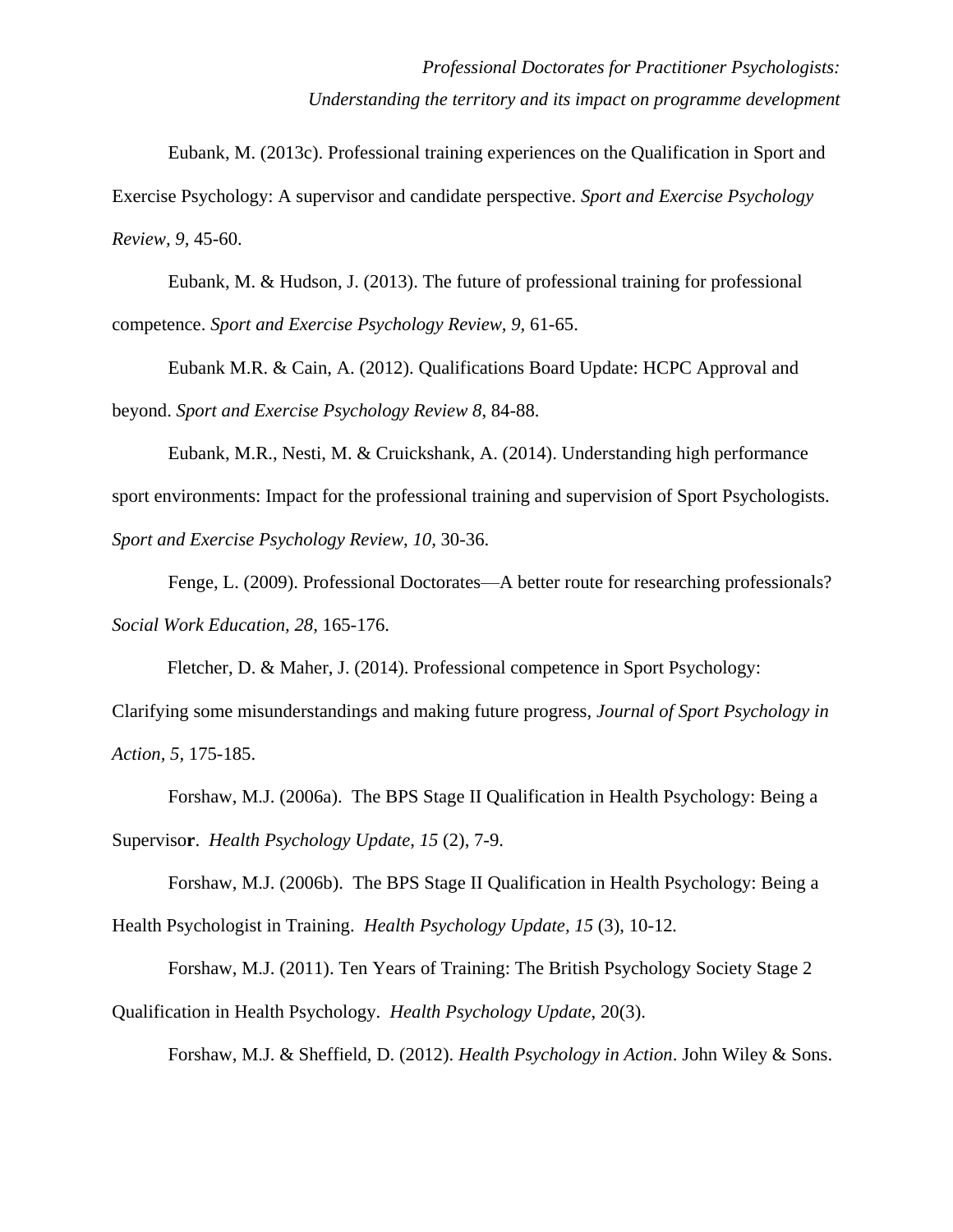Eubank, M. (2013c). Professional training experiences on the Qualification in Sport and Exercise Psychology: A supervisor and candidate perspective. *Sport and Exercise Psychology Review, 9,* 45-60.

Eubank, M. & Hudson, J. (2013). The future of professional training for professional competence. *Sport and Exercise Psychology Review, 9,* 61-65.

Eubank M.R. & Cain, A. (2012). Qualifications Board Update: HCPC Approval and beyond. *Sport and Exercise Psychology Review 8*, 84-88.

Eubank, M.R., Nesti, M. & Cruickshank, A. (2014). Understanding high performance sport environments: Impact for the professional training and supervision of Sport Psychologists. *Sport and Exercise Psychology Review*, *10,* 30-36.

Fenge, L. (2009). Professional Doctorates—A better route for researching professionals? *Social Work Education, 28,* 165-176.

Fletcher, D. & Maher, J. (2014). Professional competence in Sport Psychology: Clarifying some misunderstandings and making future progress, *Journal of Sport Psychology in Action, 5*, 175-185.

Forshaw, M.J. (2006a). The BPS Stage II Qualification in Health Psychology: Being a Supervisor. *Health Psychology Update*, *15* (2), 7-9.

Forshaw, M.J. (2006b). The BPS Stage II Qualification in Health Psychology: Being a Health Psychologist in Training. *Health Psychology Update*, *15* (3), 10-12.

Forshaw, M.J. (2011). Ten Years of Training: The British Psychology Society Stage 2 Qualification in Health Psychology. *Health Psychology Update*, 20(3).

Forshaw, M.J. & Sheffield, D. (2012). *Health Psychology in Action*. John Wiley & Sons.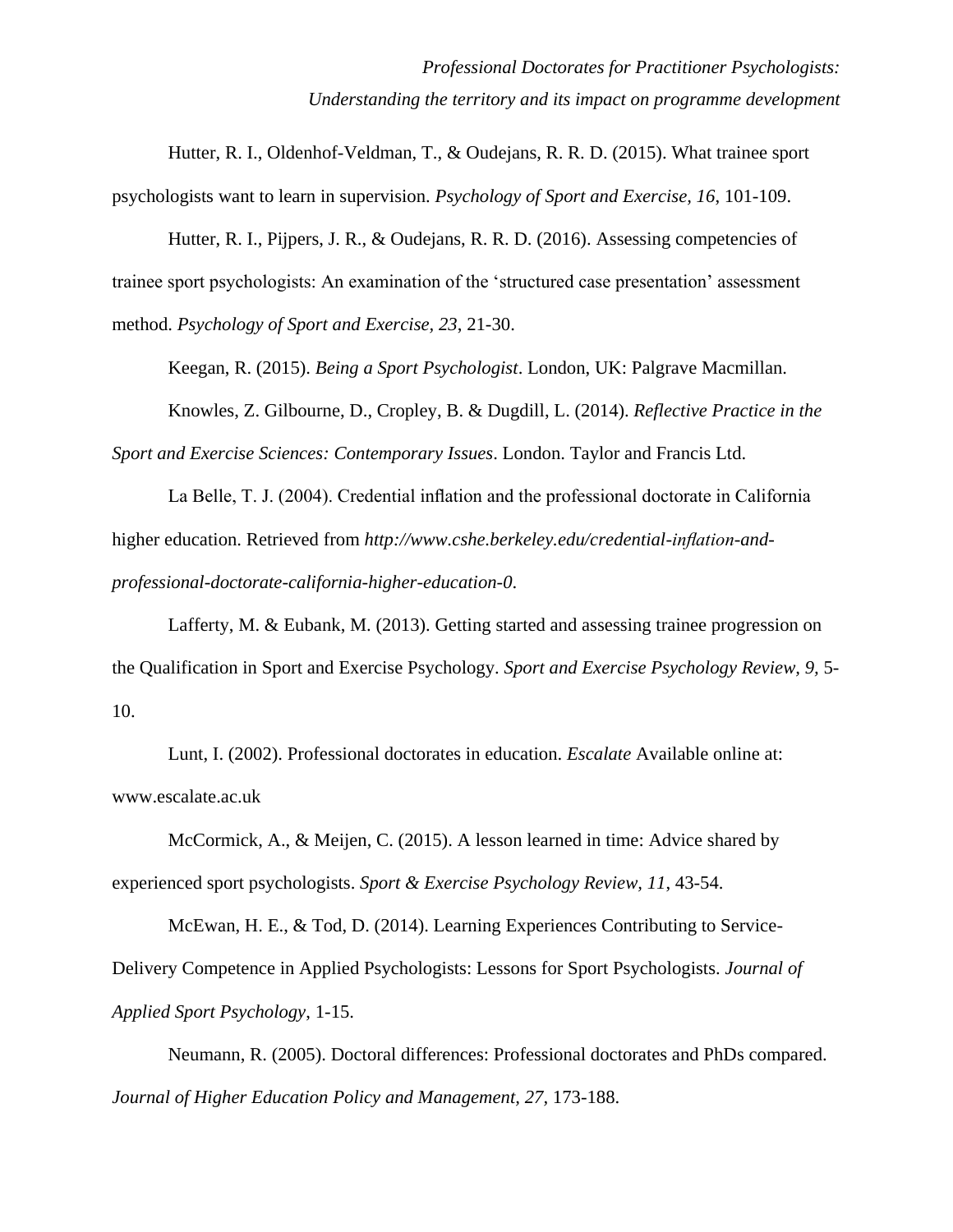Hutter, R. I., Oldenhof-Veldman, T., & Oudejans, R. R. D. (2015). What trainee sport psychologists want to learn in supervision. *Psychology of Sport and Exercise, 16*, 101-109.

Hutter, R. I., Pijpers, J. R., & Oudejans, R. R. D. (2016). Assessing competencies of trainee sport psychologists: An examination of the 'structured case presentation' assessment method. *Psychology of Sport and Exercise, 23*, 21-30.

Keegan, R. (2015). *Being a Sport Psychologist*. London, UK: Palgrave Macmillan.

Knowles, Z. Gilbourne, D., Cropley, B. & Dugdill, L. (2014). *Reflective Practice in the Sport and Exercise Sciences: Contemporary Issues*. London. Taylor and Francis Ltd.

La Belle, T. J. (2004). Credential inflation and the professional doctorate in California higher education. Retrieved from *http://www.cshe.berkeley.edu/credential-inflation-and-professional-doctorate-california-higher-education-0*.

Lafferty, M. & Eubank, M. (2013). Getting started and assessing trainee progression on the Qualification in Sport and Exercise Psychology. *Sport and Exercise Psychology Review, 9*, 5-10.

Lunt, I. (2002). Professional doctorates in education. *Escalate* Available online at: www.escalate.ac.uk

McCormick, A., & Meijen, C. (2015). A lesson learned in time: Advice shared by experienced sport psychologists. *Sport & Exercise Psychology Review, 11*, 43-54.

McEwan, H. E., & Tod, D. (2014). Learning Experiences Contributing to Service-Delivery Competence in Applied Psychologists: Lessons for Sport Psychologists. *Journal of Applied Sport Psychology*, 1-15.

Neumann, R. (2005). Doctoral differences: Professional doctorates and PhDs compared. *Journal of Higher Education Policy and Management, 27,* 173-188.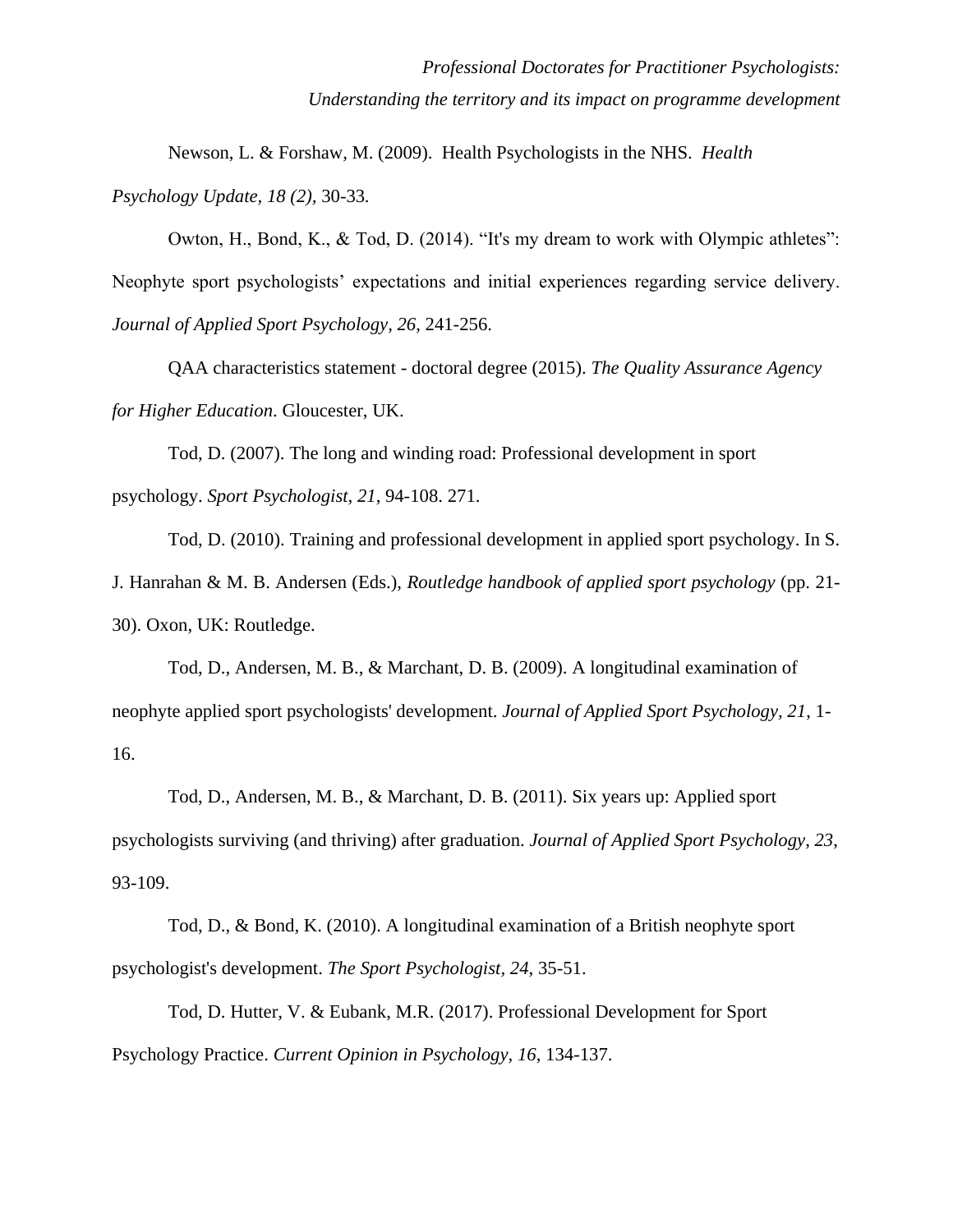Newson, L. & Forshaw, M. (2009). Health Psychologists in the NHS. *Health Psychology Update, 18 (2),* 30-33.

Owton, H., Bond, K., & Tod, D. (2014). "It's my dream to work with Olympic athletes": Neophyte sport psychologists' expectations and initial experiences regarding service delivery. *Journal of Applied Sport Psychology, 26*, 241-256.

QAA characteristics statement - doctoral degree (2015). *The Quality Assurance Agency for Higher Education*. Gloucester, UK.

Tod, D. (2007). The long and winding road: Professional development in sport psychology. *Sport Psychologist, 21*, 94-108. 271.

Tod, D. (2010). Training and professional development in applied sport psychology. In S. J. Hanrahan & M. B. Andersen (Eds.), *Routledge handbook of applied sport psychology* (pp. 21-30). Oxon, UK: Routledge.

Tod, D., Andersen, M. B., & Marchant, D. B. (2009). A longitudinal examination of neophyte applied sport psychologists' development. *Journal of Applied Sport Psychology, 21*, 1-16.

Tod, D., Andersen, M. B., & Marchant, D. B. (2011). Six years up: Applied sport psychologists surviving (and thriving) after graduation. *Journal of Applied Sport Psychology, 23*, 93-109.

Tod, D., & Bond, K. (2010). A longitudinal examination of a British neophyte sport psychologist's development. *The Sport Psychologist, 24*, 35-51.

Tod, D. Hutter, V. & Eubank, M.R. (2017). Professional Development for Sport Psychology Practice. *Current Opinion in Psychology, 16*, 134-137.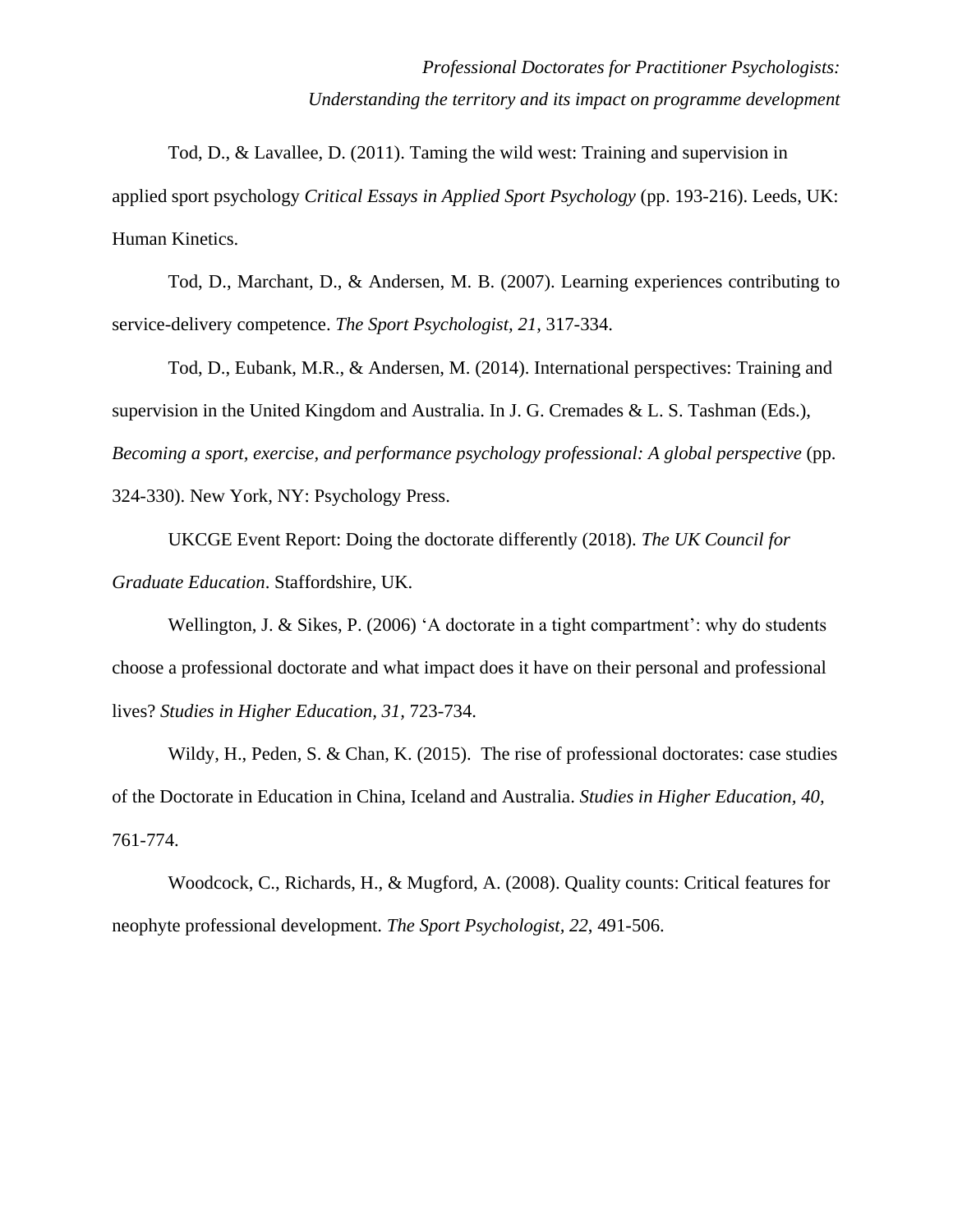Tod, D., & Lavallee, D. (2011). Taming the wild west: Training and supervision in applied sport psychology *Critical Essays in Applied Sport Psychology* (pp. 193-216). Leeds, UK: Human Kinetics.

Tod, D., Marchant, D., & Andersen, M. B. (2007). Learning experiences contributing to service-delivery competence. *The Sport Psychologist, 21*, 317-334.

Tod, D., Eubank, M.R., & Andersen, M. (2014). International perspectives: Training and supervision in the United Kingdom and Australia. In J. G. Cremades & L. S. Tashman (Eds.), *Becoming a sport, exercise, and performance psychology professional: A global perspective* (pp. 324-330). New York, NY: Psychology Press.

UKCGE Event Report: Doing the doctorate differently (2018). *The UK Council for Graduate Education*. Staffordshire, UK.

Wellington, J. & Sikes, P. (2006) 'A doctorate in a tight compartment': why do students choose a professional doctorate and what impact does it have on their personal and professional lives? *Studies in Higher Education, 31*, 723-734.

Wildy, H., Peden, S. & Chan, K. (2015). The rise of professional doctorates: case studies of the Doctorate in Education in China, Iceland and Australia. *Studies in Higher Education, 40,* 761-774.

Woodcock, C., Richards, H., & Mugford, A. (2008). Quality counts: Critical features for neophyte professional development. *The Sport Psychologist*, *22*, 491-506.